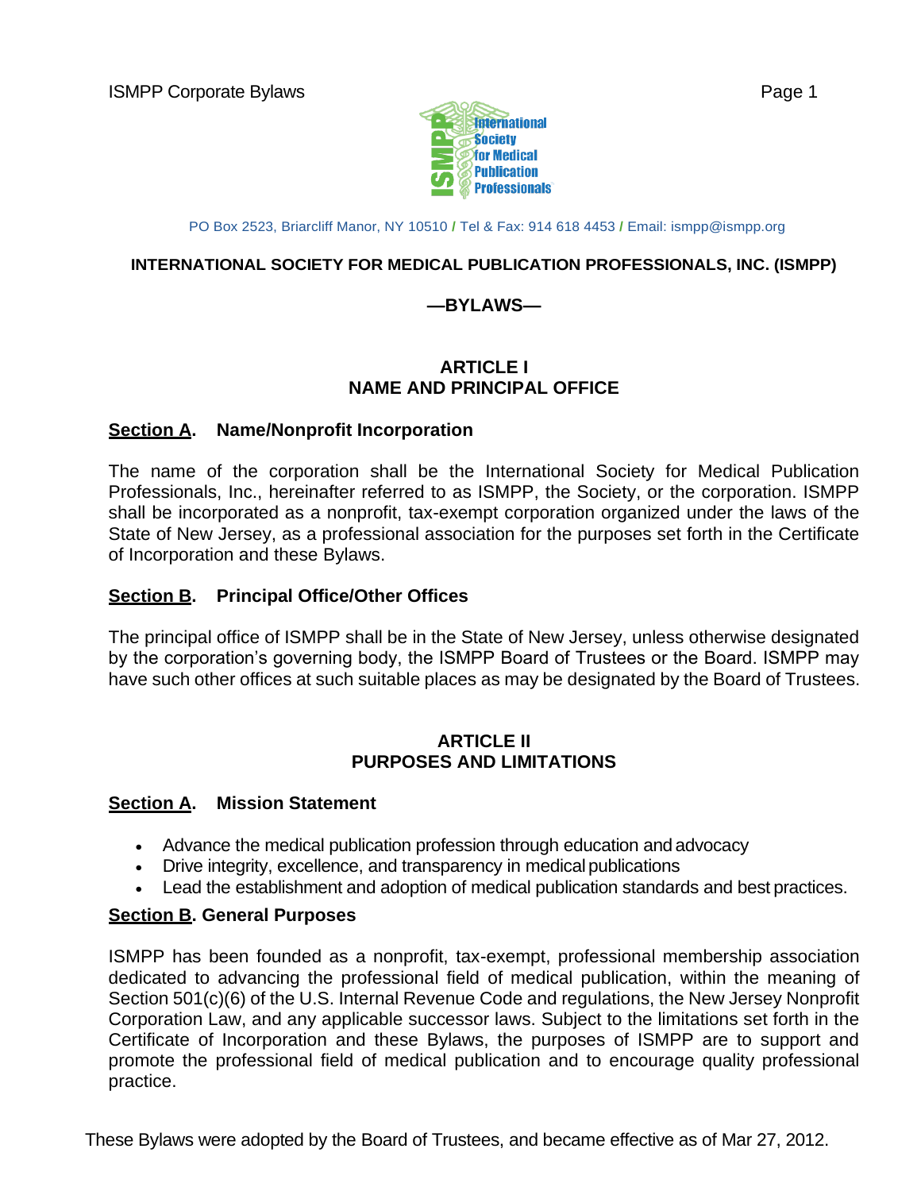PO Box 2523, Briarcliff Manor, NY 10510 / Tel & Fax: 914 618 4453 / Email: ismpp@ismpp.org

**INTERNATIONAL SOCIETY FOR MEDICAL PUBLICATION PROFESSIONALS, INC. (ISMPP)**

**—BYLAWS—**

## ARTICLE I
## NAME AND PRINCIPAL OFFICE

### Section A. Name/Nonprofit Incorporation

The name of the corporation shall be the International Society for Medical Publication Professionals, Inc., hereinafter referred to as ISMPP, the Society, or the corporation. ISMPP shall be incorporated as a nonprofit, tax-exempt corporation organized under the laws of the State of New Jersey, as a professional association for the purposes set forth in the Certificate of Incorporation and these Bylaws.

### Section B. Principal Office/Other Offices

The principal office of ISMPP shall be in the State of New Jersey, unless otherwise designated by the corporation's governing body, the ISMPP Board of Trustees or the Board. ISMPP may have such other offices at such suitable places as may be designated by the Board of Trustees.

## ARTICLE II
## PURPOSES AND LIMITATIONS

### Section A. Mission Statement

- Advance the medical publication profession through education and advocacy
- Drive integrity, excellence, and transparency in medical publications
- Lead the establishment and adoption of medical publication standards and best practices.

### Section B. General Purposes

ISMPP has been founded as a nonprofit, tax-exempt, professional membership association dedicated to advancing the professional field of medical publication, within the meaning of Section 501(c)(6) of the U.S. Internal Revenue Code and regulations, the New Jersey Nonprofit Corporation Law, and any applicable successor laws. Subject to the limitations set forth in the Certificate of Incorporation and these Bylaws, the purposes of ISMPP are to support and promote the professional field of medical publication and to encourage quality professional practice.

These Bylaws were adopted by the Board of Trustees, and became effective as of Mar 27, 2012.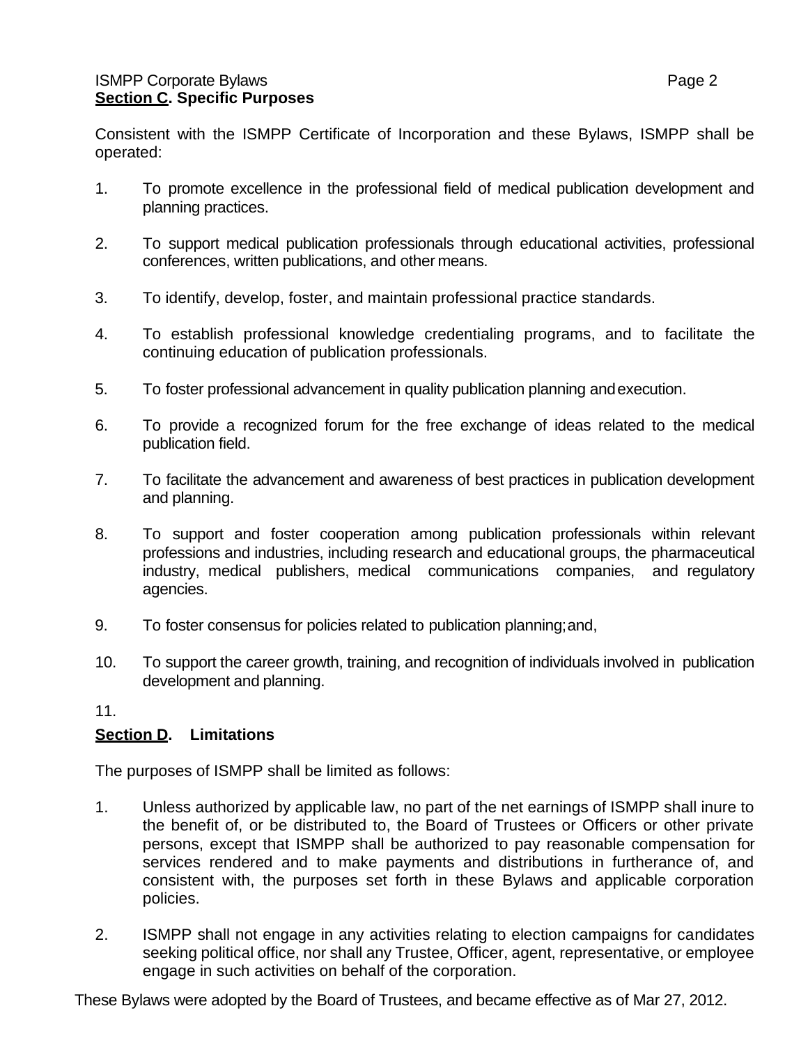## Section C. Specific Purposes

Consistent with the ISMPP Certificate of Incorporation and these Bylaws, ISMPP shall be operated:

1. To promote excellence in the professional field of medical publication development and planning practices.

2. To support medical publication professionals through educational activities, professional conferences, written publications, and other means.

3. To identify, develop, foster, and maintain professional practice standards.

4. To establish professional knowledge credentialing programs, and to facilitate the continuing education of publication professionals.

5. To foster professional advancement in quality publication planning and execution.

6. To provide a recognized forum for the free exchange of ideas related to the medical publication field.

7. To facilitate the advancement and awareness of best practices in publication development and planning.

8. To support and foster cooperation among publication professionals within relevant professions and industries, including research and educational groups, the pharmaceutical industry, medical publishers, medical communications companies, and regulatory agencies.

9. To foster consensus for policies related to publication planning; and,

10. To support the career growth, training, and recognition of individuals involved in publication development and planning.

11.

## Section D. Limitations

The purposes of ISMPP shall be limited as follows:

1. Unless authorized by applicable law, no part of the net earnings of ISMPP shall inure to the benefit of, or be distributed to, the Board of Trustees or Officers or other private persons, except that ISMPP shall be authorized to pay reasonable compensation for services rendered and to make payments and distributions in furtherance of, and consistent with, the purposes set forth in these Bylaws and applicable corporation policies.

2. ISMPP shall not engage in any activities relating to election campaigns for candidates seeking political office, nor shall any Trustee, Officer, agent, representative, or employee engage in such activities on behalf of the corporation.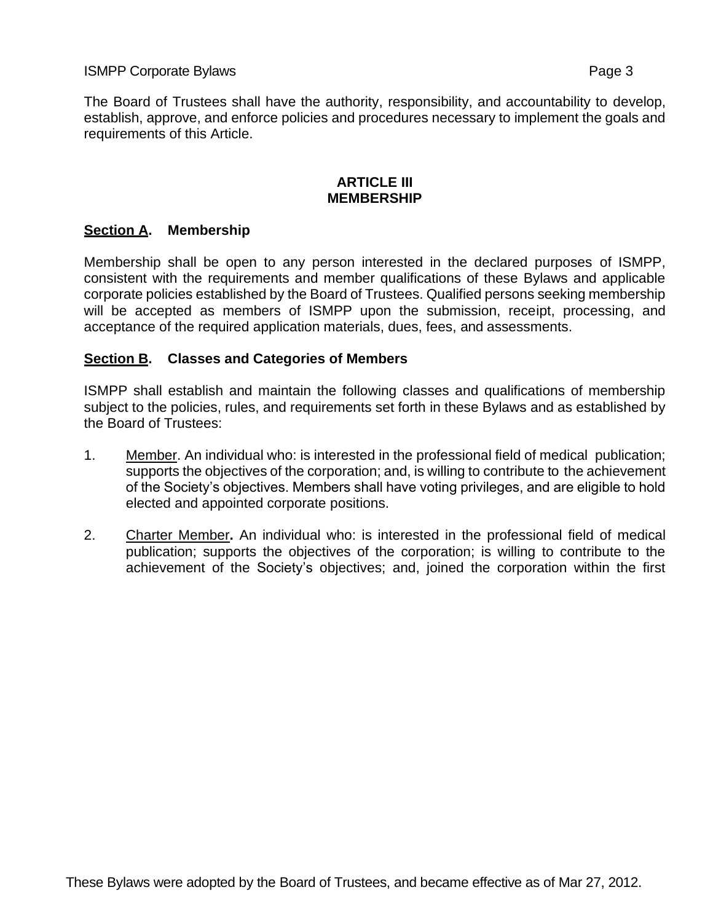The Board of Trustees shall have the authority, responsibility, and accountability to develop, establish, approve, and enforce policies and procedures necessary to implement the goals and requirements of this Article.

## ARTICLE III
## MEMBERSHIP

### Section A. Membership

Membership shall be open to any person interested in the declared purposes of ISMPP, consistent with the requirements and member qualifications of these Bylaws and applicable corporate policies established by the Board of Trustees. Qualified persons seeking membership will be accepted as members of ISMPP upon the submission, receipt, processing, and acceptance of the required application materials, dues, fees, and assessments.

### Section B. Classes and Categories of Members

ISMPP shall establish and maintain the following classes and qualifications of membership subject to the policies, rules, and requirements set forth in these Bylaws and as established by the Board of Trustees:

1. Member. An individual who: is interested in the professional field of medical publication; supports the objectives of the corporation; and, is willing to contribute to the achievement of the Society's objectives. Members shall have voting privileges, and are eligible to hold elected and appointed corporate positions.

2. Charter Member**.** An individual who: is interested in the professional field of medical publication; supports the objectives of the corporation; is willing to contribute to the achievement of the Society's objectives; and, joined the corporation within the first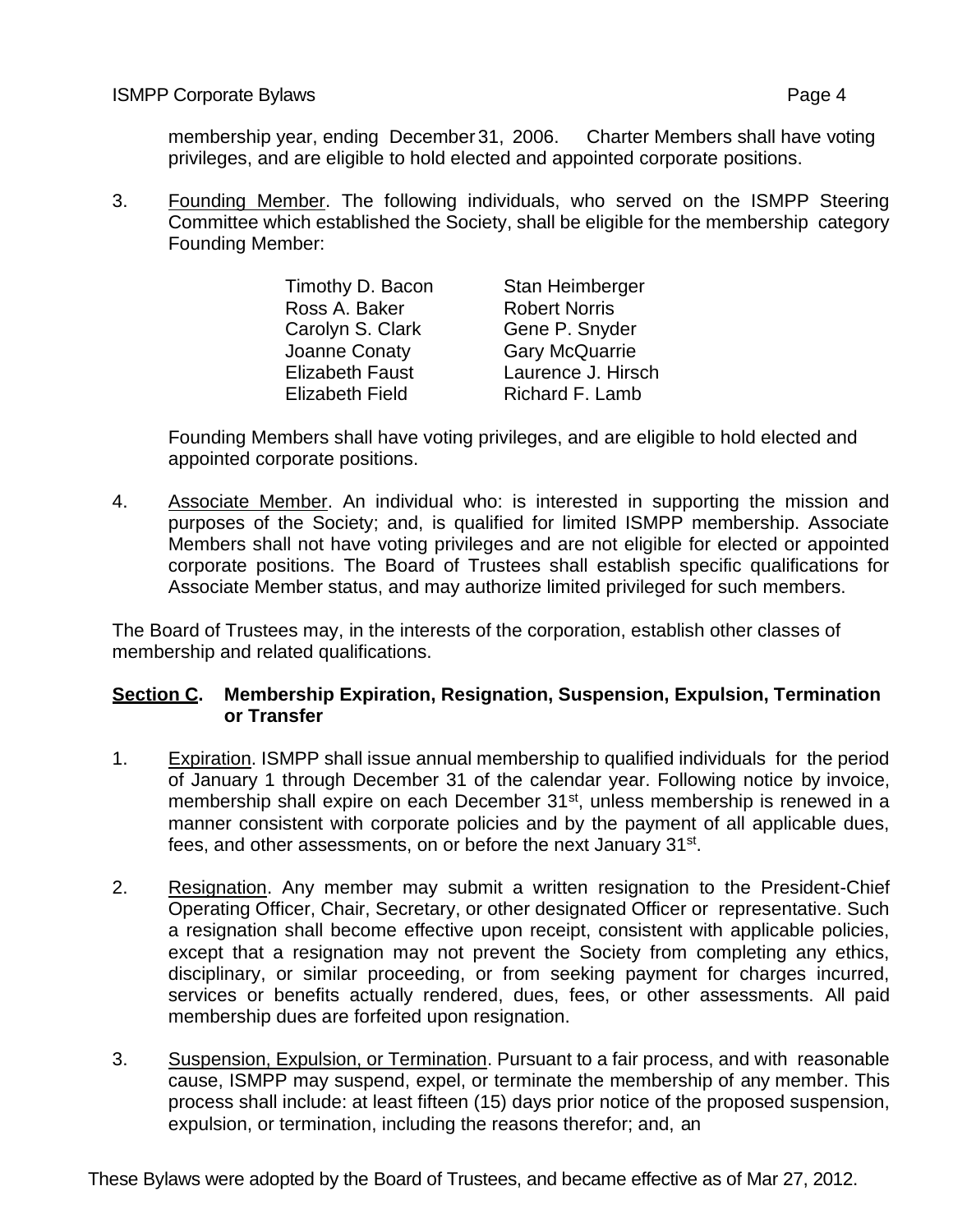membership year, ending December 31, 2006. Charter Members shall have voting privileges, and are eligible to hold elected and appointed corporate positions.

3. Founding Member. The following individuals, who served on the ISMPP Steering Committee which established the Society, shall be eligible for the membership category Founding Member:

| | |
|---|---|
| Timothy D. Bacon | Stan Heimberger |
| Ross A. Baker | Robert Norris |
| Carolyn S. Clark | Gene P. Snyder |
| Joanne Conaty | Gary McQuarrie |
| Elizabeth Faust | Laurence J. Hirsch |
| Elizabeth Field | Richard F. Lamb |

   Founding Members shall have voting privileges, and are eligible to hold elected and appointed corporate positions.

4. Associate Member. An individual who: is interested in supporting the mission and purposes of the Society; and, is qualified for limited ISMPP membership. Associate Members shall not have voting privileges and are not eligible for elected or appointed corporate positions. The Board of Trustees shall establish specific qualifications for Associate Member status, and may authorize limited privileged for such members.

The Board of Trustees may, in the interests of the corporation, establish other classes of membership and related qualifications.

**Section C. Membership Expiration, Resignation, Suspension, Expulsion, Termination or Transfer**

1. Expiration. ISMPP shall issue annual membership to qualified individuals for the period of January 1 through December 31 of the calendar year. Following notice by invoice, membership shall expire on each December 31st, unless membership is renewed in a manner consistent with corporate policies and by the payment of all applicable dues, fees, and other assessments, on or before the next January 31st.

2. Resignation. Any member may submit a written resignation to the President-Chief Operating Officer, Chair, Secretary, or other designated Officer or representative. Such a resignation shall become effective upon receipt, consistent with applicable policies, except that a resignation may not prevent the Society from completing any ethics, disciplinary, or similar proceeding, or from seeking payment for charges incurred, services or benefits actually rendered, dues, fees, or other assessments. All paid membership dues are forfeited upon resignation.

3. Suspension, Expulsion, or Termination. Pursuant to a fair process, and with reasonable cause, ISMPP may suspend, expel, or terminate the membership of any member. This process shall include: at least fifteen (15) days prior notice of the proposed suspension, expulsion, or termination, including the reasons therefor; and, an

These Bylaws were adopted by the Board of Trustees, and became effective as of Mar 27, 2012.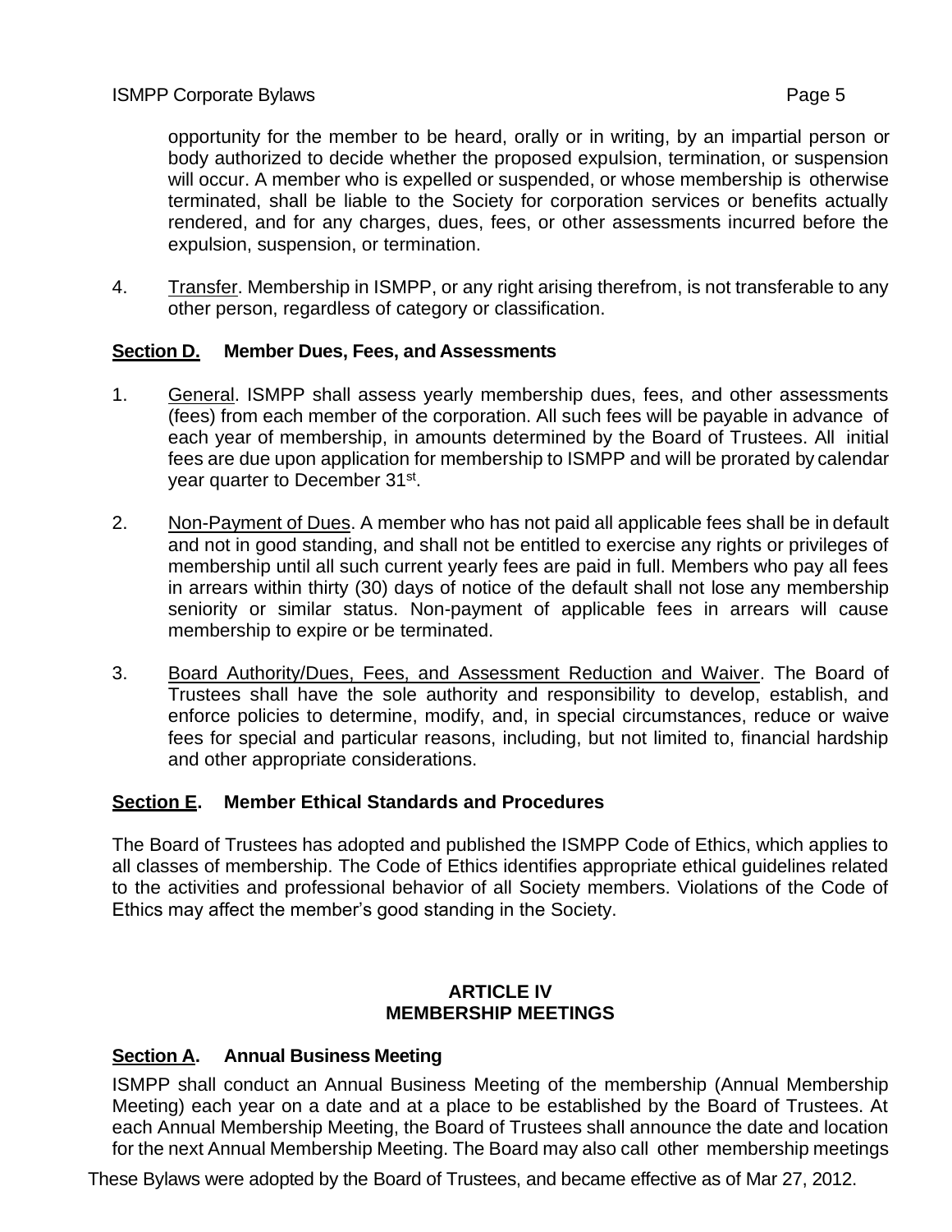opportunity for the member to be heard, orally or in writing, by an impartial person or body authorized to decide whether the proposed expulsion, termination, or suspension will occur. A member who is expelled or suspended, or whose membership is otherwise terminated, shall be liable to the Society for corporation services or benefits actually rendered, and for any charges, dues, fees, or other assessments incurred before the expulsion, suspension, or termination.

4. Transfer. Membership in ISMPP, or any right arising therefrom, is not transferable to any other person, regardless of category or classification.

### Section D. Member Dues, Fees, and Assessments

1. General. ISMPP shall assess yearly membership dues, fees, and other assessments (fees) from each member of the corporation. All such fees will be payable in advance of each year of membership, in amounts determined by the Board of Trustees. All initial fees are due upon application for membership to ISMPP and will be prorated by calendar year quarter to December 31st.

2. Non-Payment of Dues. A member who has not paid all applicable fees shall be in default and not in good standing, and shall not be entitled to exercise any rights or privileges of membership until all such current yearly fees are paid in full. Members who pay all fees in arrears within thirty (30) days of notice of the default shall not lose any membership seniority or similar status. Non-payment of applicable fees in arrears will cause membership to expire or be terminated.

3. Board Authority/Dues, Fees, and Assessment Reduction and Waiver. The Board of Trustees shall have the sole authority and responsibility to develop, establish, and enforce policies to determine, modify, and, in special circumstances, reduce or waive fees for special and particular reasons, including, but not limited to, financial hardship and other appropriate considerations.

### Section E. Member Ethical Standards and Procedures

The Board of Trustees has adopted and published the ISMPP Code of Ethics, which applies to all classes of membership. The Code of Ethics identifies appropriate ethical guidelines related to the activities and professional behavior of all Society members. Violations of the Code of Ethics may affect the member's good standing in the Society.

## ARTICLE IV
## MEMBERSHIP MEETINGS

### Section A. Annual Business Meeting

ISMPP shall conduct an Annual Business Meeting of the membership (Annual Membership Meeting) each year on a date and at a place to be established by the Board of Trustees. At each Annual Membership Meeting, the Board of Trustees shall announce the date and location for the next Annual Membership Meeting. The Board may also call other membership meetings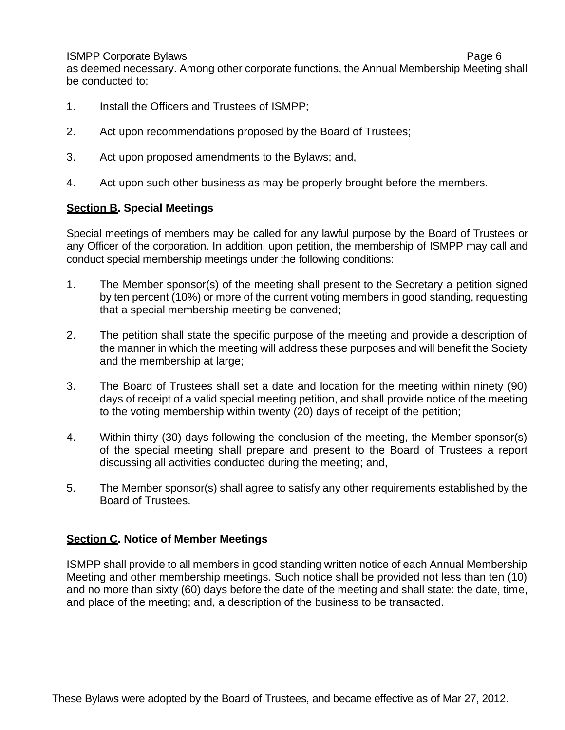as deemed necessary. Among other corporate functions, the Annual Membership Meeting shall be conducted to:

1. Install the Officers and Trustees of ISMPP;

2. Act upon recommendations proposed by the Board of Trustees;

3. Act upon proposed amendments to the Bylaws; and,

4. Act upon such other business as may be properly brought before the members.

**Section B. Special Meetings**

Special meetings of members may be called for any lawful purpose by the Board of Trustees or any Officer of the corporation. In addition, upon petition, the membership of ISMPP may call and conduct special membership meetings under the following conditions:

1. The Member sponsor(s) of the meeting shall present to the Secretary a petition signed by ten percent (10%) or more of the current voting members in good standing, requesting that a special membership meeting be convened;

2. The petition shall state the specific purpose of the meeting and provide a description of the manner in which the meeting will address these purposes and will benefit the Society and the membership at large;

3. The Board of Trustees shall set a date and location for the meeting within ninety (90) days of receipt of a valid special meeting petition, and shall provide notice of the meeting to the voting membership within twenty (20) days of receipt of the petition;

4. Within thirty (30) days following the conclusion of the meeting, the Member sponsor(s) of the special meeting shall prepare and present to the Board of Trustees a report discussing all activities conducted during the meeting; and,

5. The Member sponsor(s) shall agree to satisfy any other requirements established by the Board of Trustees.

**Section C. Notice of Member Meetings**

ISMPP shall provide to all members in good standing written notice of each Annual Membership Meeting and other membership meetings. Such notice shall be provided not less than ten (10) and no more than sixty (60) days before the date of the meeting and shall state: the date, time, and place of the meeting; and, a description of the business to be transacted.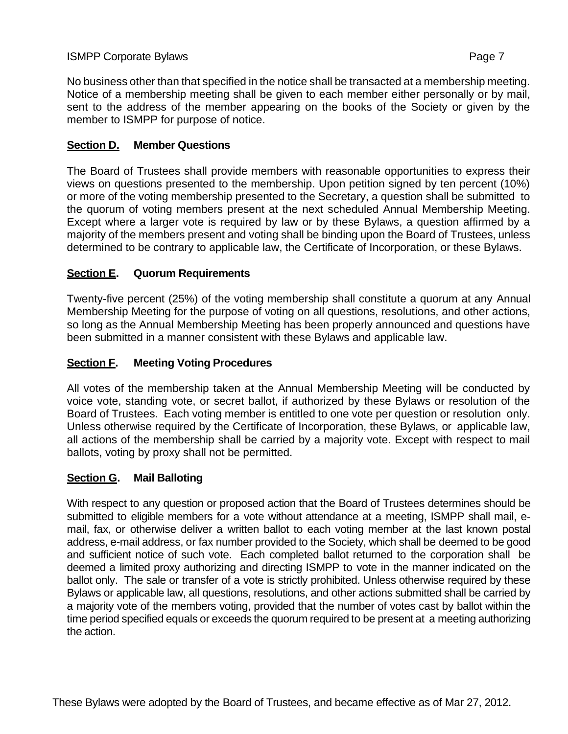No business other than that specified in the notice shall be transacted at a membership meeting. Notice of a membership meeting shall be given to each member either personally or by mail, sent to the address of the member appearing on the books of the Society or given by the member to ISMPP for purpose of notice.

### **Section D.** Member Questions

The Board of Trustees shall provide members with reasonable opportunities to express their views on questions presented to the membership. Upon petition signed by ten percent (10%) or more of the voting membership presented to the Secretary, a question shall be submitted to the quorum of voting members present at the next scheduled Annual Membership Meeting. Except where a larger vote is required by law or by these Bylaws, a question affirmed by a majority of the members present and voting shall be binding upon the Board of Trustees, unless determined to be contrary to applicable law, the Certificate of Incorporation, or these Bylaws.

### **Section E.** Quorum Requirements

Twenty-five percent (25%) of the voting membership shall constitute a quorum at any Annual Membership Meeting for the purpose of voting on all questions, resolutions, and other actions, so long as the Annual Membership Meeting has been properly announced and questions have been submitted in a manner consistent with these Bylaws and applicable law.

### **Section F.** Meeting Voting Procedures

All votes of the membership taken at the Annual Membership Meeting will be conducted by voice vote, standing vote, or secret ballot, if authorized by these Bylaws or resolution of the Board of Trustees. Each voting member is entitled to one vote per question or resolution only. Unless otherwise required by the Certificate of Incorporation, these Bylaws, or applicable law, all actions of the membership shall be carried by a majority vote. Except with respect to mail ballots, voting by proxy shall not be permitted.

### **Section G.** Mail Balloting

With respect to any question or proposed action that the Board of Trustees determines should be submitted to eligible members for a vote without attendance at a meeting, ISMPP shall mail, e-mail, fax, or otherwise deliver a written ballot to each voting member at the last known postal address, e-mail address, or fax number provided to the Society, which shall be deemed to be good and sufficient notice of such vote. Each completed ballot returned to the corporation shall be deemed a limited proxy authorizing and directing ISMPP to vote in the manner indicated on the ballot only. The sale or transfer of a vote is strictly prohibited. Unless otherwise required by these Bylaws or applicable law, all questions, resolutions, and other actions submitted shall be carried by a majority vote of the members voting, provided that the number of votes cast by ballot within the time period specified equals or exceeds the quorum required to be present at a meeting authorizing the action.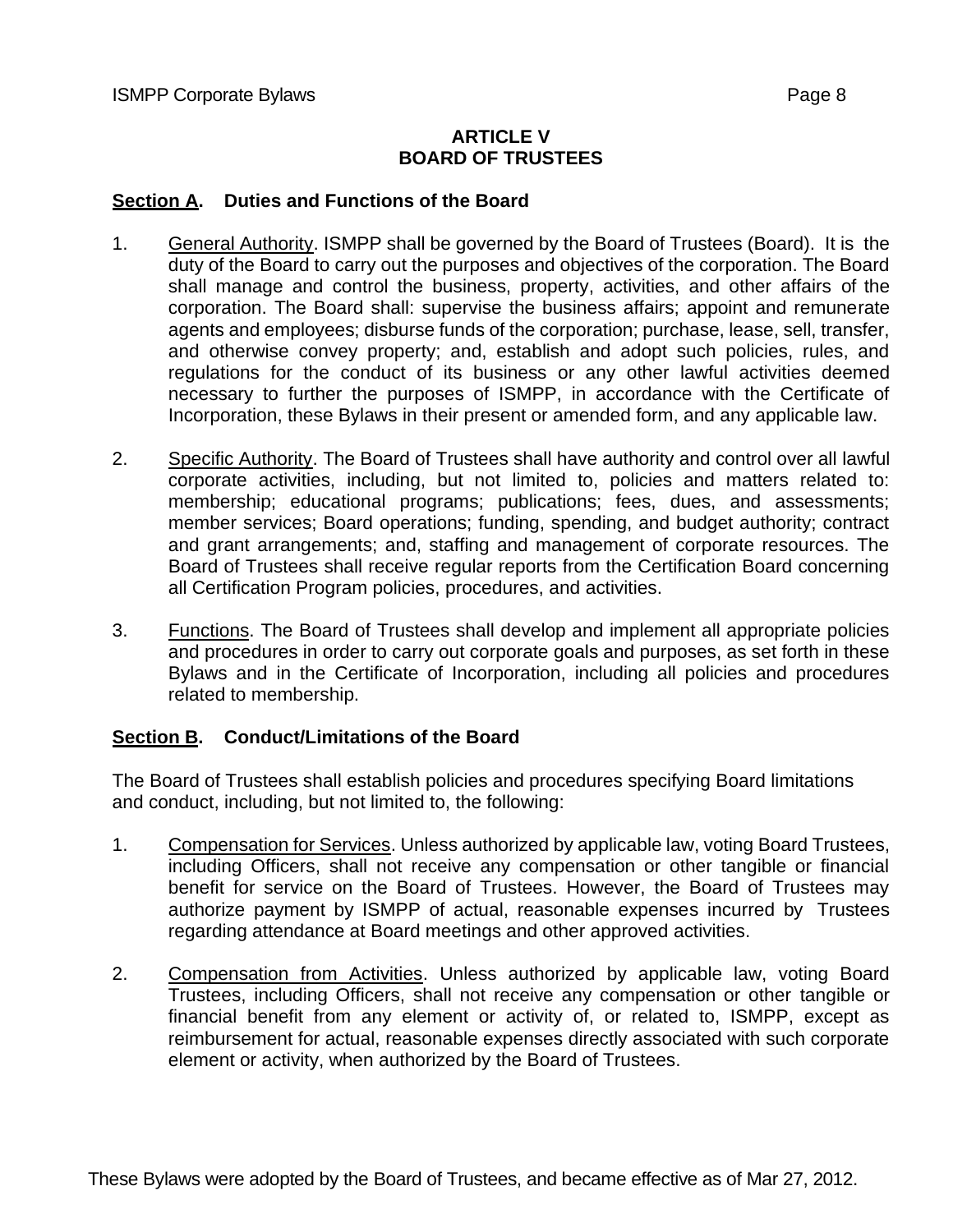# ARTICLE V
# BOARD OF TRUSTEES

## Section A. Duties and Functions of the Board

1. General Authority. ISMPP shall be governed by the Board of Trustees (Board). It is the duty of the Board to carry out the purposes and objectives of the corporation. The Board shall manage and control the business, property, activities, and other affairs of the corporation. The Board shall: supervise the business affairs; appoint and remunerate agents and employees; disburse funds of the corporation; purchase, lease, sell, transfer, and otherwise convey property; and, establish and adopt such policies, rules, and regulations for the conduct of its business or any other lawful activities deemed necessary to further the purposes of ISMPP, in accordance with the Certificate of Incorporation, these Bylaws in their present or amended form, and any applicable law.

2. Specific Authority. The Board of Trustees shall have authority and control over all lawful corporate activities, including, but not limited to, policies and matters related to: membership; educational programs; publications; fees, dues, and assessments; member services; Board operations; funding, spending, and budget authority; contract and grant arrangements; and, staffing and management of corporate resources. The Board of Trustees shall receive regular reports from the Certification Board concerning all Certification Program policies, procedures, and activities.

3. Functions. The Board of Trustees shall develop and implement all appropriate policies and procedures in order to carry out corporate goals and purposes, as set forth in these Bylaws and in the Certificate of Incorporation, including all policies and procedures related to membership.

## Section B. Conduct/Limitations of the Board

The Board of Trustees shall establish policies and procedures specifying Board limitations and conduct, including, but not limited to, the following:

1. Compensation for Services. Unless authorized by applicable law, voting Board Trustees, including Officers, shall not receive any compensation or other tangible or financial benefit for service on the Board of Trustees. However, the Board of Trustees may authorize payment by ISMPP of actual, reasonable expenses incurred by Trustees regarding attendance at Board meetings and other approved activities.

2. Compensation from Activities. Unless authorized by applicable law, voting Board Trustees, including Officers, shall not receive any compensation or other tangible or financial benefit from any element or activity of, or related to, ISMPP, except as reimbursement for actual, reasonable expenses directly associated with such corporate element or activity, when authorized by the Board of Trustees.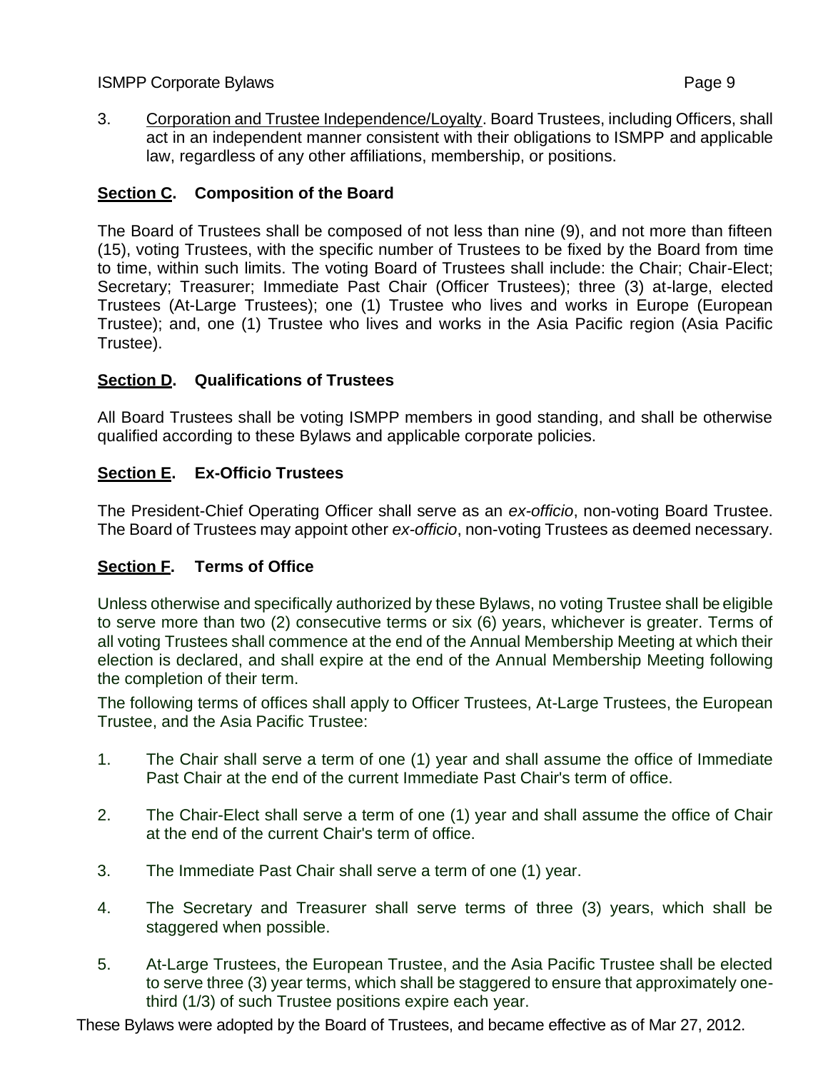3. <u>Corporation and Trustee Independence/Loyalty</u>. Board Trustees, including Officers, shall act in an independent manner consistent with their obligations to ISMPP and applicable law, regardless of any other affiliations, membership, or positions.

## **<u>Section C</u>. Composition of the Board**

The Board of Trustees shall be composed of not less than nine (9), and not more than fifteen (15), voting Trustees, with the specific number of Trustees to be fixed by the Board from time to time, within such limits. The voting Board of Trustees shall include: the Chair; Chair-Elect; Secretary; Treasurer; Immediate Past Chair (Officer Trustees); three (3) at-large, elected Trustees (At-Large Trustees); one (1) Trustee who lives and works in Europe (European Trustee); and, one (1) Trustee who lives and works in the Asia Pacific region (Asia Pacific Trustee).

## **<u>Section D</u>. Qualifications of Trustees**

All Board Trustees shall be voting ISMPP members in good standing, and shall be otherwise qualified according to these Bylaws and applicable corporate policies.

## **<u>Section E</u>. Ex-Officio Trustees**

The President-Chief Operating Officer shall serve as an *ex-officio*, non-voting Board Trustee. The Board of Trustees may appoint other *ex-officio*, non-voting Trustees as deemed necessary.

## **<u>Section F</u>. Terms of Office**

Unless otherwise and specifically authorized by these Bylaws, no voting Trustee shall be eligible to serve more than two (2) consecutive terms or six (6) years, whichever is greater. Terms of all voting Trustees shall commence at the end of the Annual Membership Meeting at which their election is declared, and shall expire at the end of the Annual Membership Meeting following the completion of their term.

The following terms of offices shall apply to Officer Trustees, At-Large Trustees, the European Trustee, and the Asia Pacific Trustee:

1. The Chair shall serve a term of one (1) year and shall assume the office of Immediate Past Chair at the end of the current Immediate Past Chair's term of office.

2. The Chair-Elect shall serve a term of one (1) year and shall assume the office of Chair at the end of the current Chair's term of office.

3. The Immediate Past Chair shall serve a term of one (1) year.

4. The Secretary and Treasurer shall serve terms of three (3) years, which shall be staggered when possible.

5. At-Large Trustees, the European Trustee, and the Asia Pacific Trustee shall be elected to serve three (3) year terms, which shall be staggered to ensure that approximately one-third (1/3) of such Trustee positions expire each year.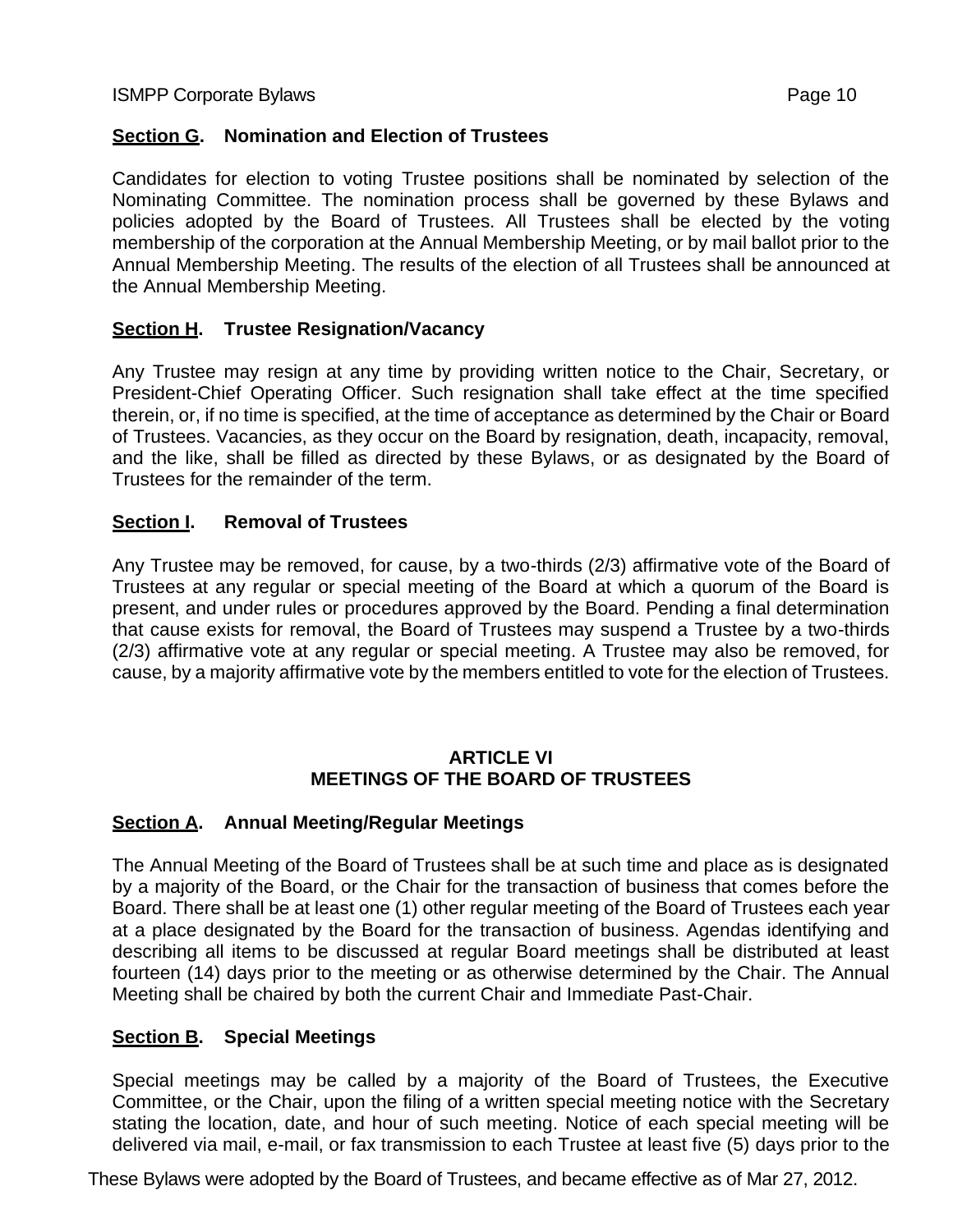### **Section G. Nomination and Election of Trustees**

Candidates for election to voting Trustee positions shall be nominated by selection of the Nominating Committee. The nomination process shall be governed by these Bylaws and policies adopted by the Board of Trustees. All Trustees shall be elected by the voting membership of the corporation at the Annual Membership Meeting, or by mail ballot prior to the Annual Membership Meeting. The results of the election of all Trustees shall be announced at the Annual Membership Meeting.

### **Section H. Trustee Resignation/Vacancy**

Any Trustee may resign at any time by providing written notice to the Chair, Secretary, or President-Chief Operating Officer. Such resignation shall take effect at the time specified therein, or, if no time is specified, at the time of acceptance as determined by the Chair or Board of Trustees. Vacancies, as they occur on the Board by resignation, death, incapacity, removal, and the like, shall be filled as directed by these Bylaws, or as designated by the Board of Trustees for the remainder of the term.

### **Section I. Removal of Trustees**

Any Trustee may be removed, for cause, by a two-thirds (2/3) affirmative vote of the Board of Trustees at any regular or special meeting of the Board at which a quorum of the Board is present, and under rules or procedures approved by the Board. Pending a final determination that cause exists for removal, the Board of Trustees may suspend a Trustee by a two-thirds (2/3) affirmative vote at any regular or special meeting. A Trustee may also be removed, for cause, by a majority affirmative vote by the members entitled to vote for the election of Trustees.

## **ARTICLE VI**
## **MEETINGS OF THE BOARD OF TRUSTEES**

### **Section A. Annual Meeting/Regular Meetings**

The Annual Meeting of the Board of Trustees shall be at such time and place as is designated by a majority of the Board, or the Chair for the transaction of business that comes before the Board. There shall be at least one (1) other regular meeting of the Board of Trustees each year at a place designated by the Board for the transaction of business. Agendas identifying and describing all items to be discussed at regular Board meetings shall be distributed at least fourteen (14) days prior to the meeting or as otherwise determined by the Chair. The Annual Meeting shall be chaired by both the current Chair and Immediate Past-Chair.

### **Section B. Special Meetings**

Special meetings may be called by a majority of the Board of Trustees, the Executive Committee, or the Chair, upon the filing of a written special meeting notice with the Secretary stating the location, date, and hour of such meeting. Notice of each special meeting will be delivered via mail, e-mail, or fax transmission to each Trustee at least five (5) days prior to the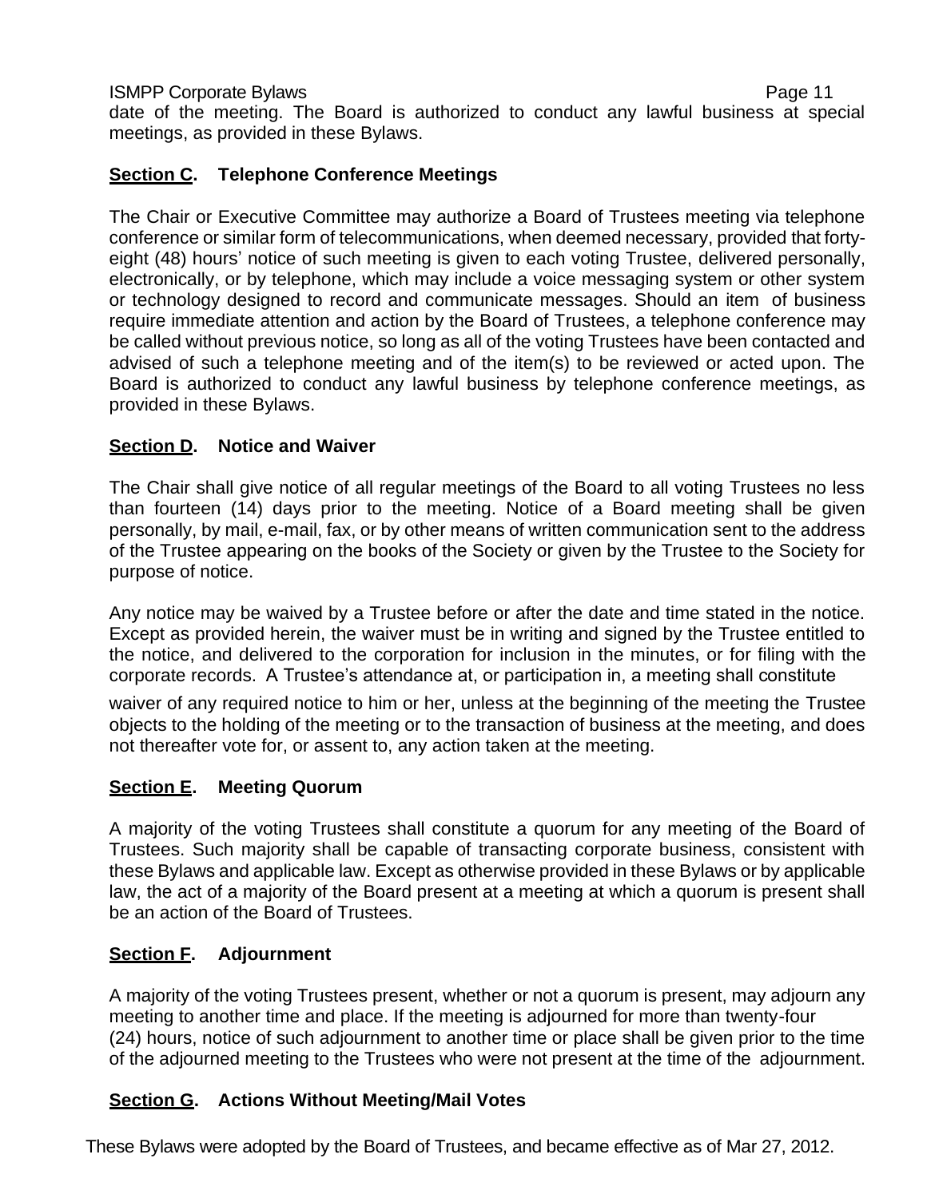date of the meeting. The Board is authorized to conduct any lawful business at special meetings, as provided in these Bylaws.

### Section C. Telephone Conference Meetings

The Chair or Executive Committee may authorize a Board of Trustees meeting via telephone conference or similar form of telecommunications, when deemed necessary, provided that forty-eight (48) hours' notice of such meeting is given to each voting Trustee, delivered personally, electronically, or by telephone, which may include a voice messaging system or other system or technology designed to record and communicate messages. Should an item of business require immediate attention and action by the Board of Trustees, a telephone conference may be called without previous notice, so long as all of the voting Trustees have been contacted and advised of such a telephone meeting and of the item(s) to be reviewed or acted upon. The Board is authorized to conduct any lawful business by telephone conference meetings, as provided in these Bylaws.

### Section D. Notice and Waiver

The Chair shall give notice of all regular meetings of the Board to all voting Trustees no less than fourteen (14) days prior to the meeting. Notice of a Board meeting shall be given personally, by mail, e-mail, fax, or by other means of written communication sent to the address of the Trustee appearing on the books of the Society or given by the Trustee to the Society for purpose of notice.

Any notice may be waived by a Trustee before or after the date and time stated in the notice. Except as provided herein, the waiver must be in writing and signed by the Trustee entitled to the notice, and delivered to the corporation for inclusion in the minutes, or for filing with the corporate records. A Trustee's attendance at, or participation in, a meeting shall constitute waiver of any required notice to him or her, unless at the beginning of the meeting the Trustee objects to the holding of the meeting or to the transaction of business at the meeting, and does not thereafter vote for, or assent to, any action taken at the meeting.

### Section E. Meeting Quorum

A majority of the voting Trustees shall constitute a quorum for any meeting of the Board of Trustees. Such majority shall be capable of transacting corporate business, consistent with these Bylaws and applicable law. Except as otherwise provided in these Bylaws or by applicable law, the act of a majority of the Board present at a meeting at which a quorum is present shall be an action of the Board of Trustees.

### Section F. Adjournment

A majority of the voting Trustees present, whether or not a quorum is present, may adjourn any meeting to another time and place. If the meeting is adjourned for more than twenty-four (24) hours, notice of such adjournment to another time or place shall be given prior to the time of the adjourned meeting to the Trustees who were not present at the time of the adjournment.

### Section G. Actions Without Meeting/Mail Votes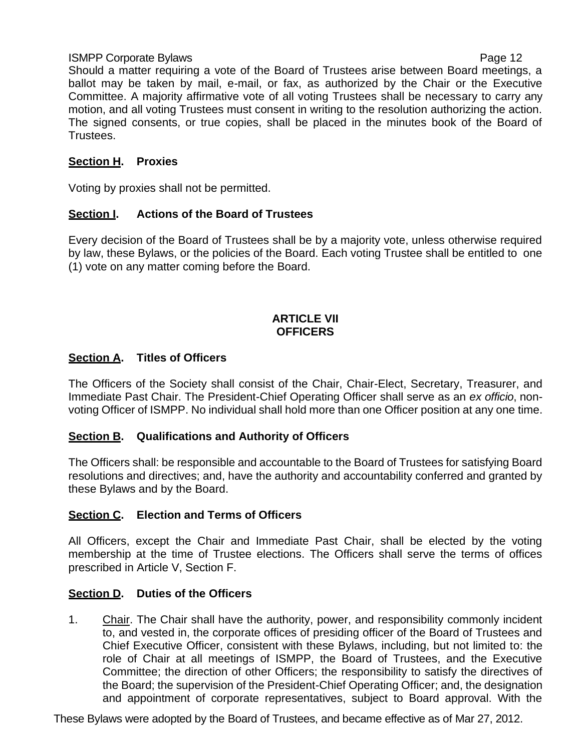Should a matter requiring a vote of the Board of Trustees arise between Board meetings, a ballot may be taken by mail, e-mail, or fax, as authorized by the Chair or the Executive Committee. A majority affirmative vote of all voting Trustees shall be necessary to carry any motion, and all voting Trustees must consent in writing to the resolution authorizing the action. The signed consents, or true copies, shall be placed in the minutes book of the Board of Trustees.

### Section H. Proxies

Voting by proxies shall not be permitted.

### Section I. Actions of the Board of Trustees

Every decision of the Board of Trustees shall be by a majority vote, unless otherwise required by law, these Bylaws, or the policies of the Board. Each voting Trustee shall be entitled to one (1) vote on any matter coming before the Board.

## ARTICLE VII
## OFFICERS

### Section A. Titles of Officers

The Officers of the Society shall consist of the Chair, Chair-Elect, Secretary, Treasurer, and Immediate Past Chair. The President-Chief Operating Officer shall serve as an *ex officio*, non-voting Officer of ISMPP. No individual shall hold more than one Officer position at any one time.

### Section B. Qualifications and Authority of Officers

The Officers shall: be responsible and accountable to the Board of Trustees for satisfying Board resolutions and directives; and, have the authority and accountability conferred and granted by these Bylaws and by the Board.

### Section C. Election and Terms of Officers

All Officers, except the Chair and Immediate Past Chair, shall be elected by the voting membership at the time of Trustee elections. The Officers shall serve the terms of offices prescribed in Article V, Section F.

### Section D. Duties of the Officers

1. Chair. The Chair shall have the authority, power, and responsibility commonly incident to, and vested in, the corporate offices of presiding officer of the Board of Trustees and Chief Executive Officer, consistent with these Bylaws, including, but not limited to: the role of Chair at all meetings of ISMPP, the Board of Trustees, and the Executive Committee; the direction of other Officers; the responsibility to satisfy the directives of the Board; the supervision of the President-Chief Operating Officer; and, the designation and appointment of corporate representatives, subject to Board approval. With the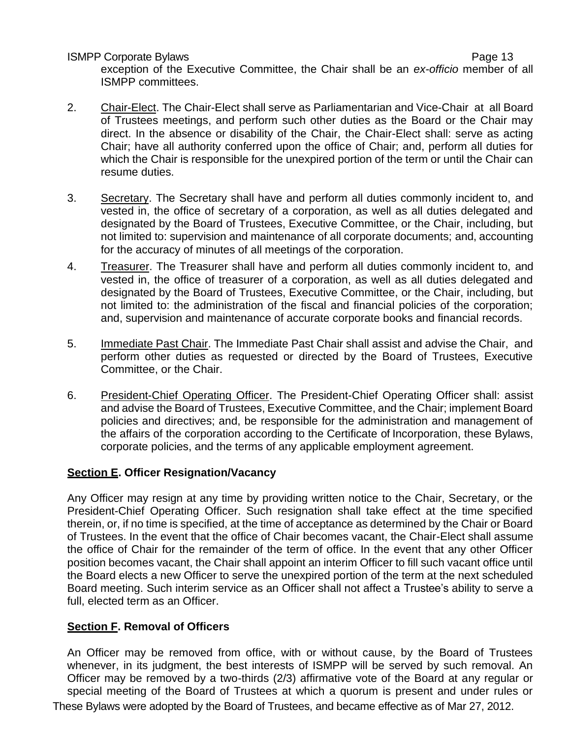exception of the Executive Committee, the Chair shall be an *ex-officio* member of all ISMPP committees.

2. Chair-Elect. The Chair-Elect shall serve as Parliamentarian and Vice-Chair at all Board of Trustees meetings, and perform such other duties as the Board or the Chair may direct. In the absence or disability of the Chair, the Chair-Elect shall: serve as acting Chair; have all authority conferred upon the office of Chair; and, perform all duties for which the Chair is responsible for the unexpired portion of the term or until the Chair can resume duties.

3. Secretary. The Secretary shall have and perform all duties commonly incident to, and vested in, the office of secretary of a corporation, as well as all duties delegated and designated by the Board of Trustees, Executive Committee, or the Chair, including, but not limited to: supervision and maintenance of all corporate documents; and, accounting for the accuracy of minutes of all meetings of the corporation.

4. Treasurer. The Treasurer shall have and perform all duties commonly incident to, and vested in, the office of treasurer of a corporation, as well as all duties delegated and designated by the Board of Trustees, Executive Committee, or the Chair, including, but not limited to: the administration of the fiscal and financial policies of the corporation; and, supervision and maintenance of accurate corporate books and financial records.

5. Immediate Past Chair. The Immediate Past Chair shall assist and advise the Chair, and perform other duties as requested or directed by the Board of Trustees, Executive Committee, or the Chair.

6. President-Chief Operating Officer. The President-Chief Operating Officer shall: assist and advise the Board of Trustees, Executive Committee, and the Chair; implement Board policies and directives; and, be responsible for the administration and management of the affairs of the corporation according to the Certificate of Incorporation, these Bylaws, corporate policies, and the terms of any applicable employment agreement.

## Section E. Officer Resignation/Vacancy

Any Officer may resign at any time by providing written notice to the Chair, Secretary, or the President-Chief Operating Officer. Such resignation shall take effect at the time specified therein, or, if no time is specified, at the time of acceptance as determined by the Chair or Board of Trustees. In the event that the office of Chair becomes vacant, the Chair-Elect shall assume the office of Chair for the remainder of the term of office. In the event that any other Officer position becomes vacant, the Chair shall appoint an interim Officer to fill such vacant office until the Board elects a new Officer to serve the unexpired portion of the term at the next scheduled Board meeting. Such interim service as an Officer shall not affect a Trustee's ability to serve a full, elected term as an Officer.

## Section F. Removal of Officers

An Officer may be removed from office, with or without cause, by the Board of Trustees whenever, in its judgment, the best interests of ISMPP will be served by such removal. An Officer may be removed by a two-thirds (2/3) affirmative vote of the Board at any regular or special meeting of the Board of Trustees at which a quorum is present and under rules or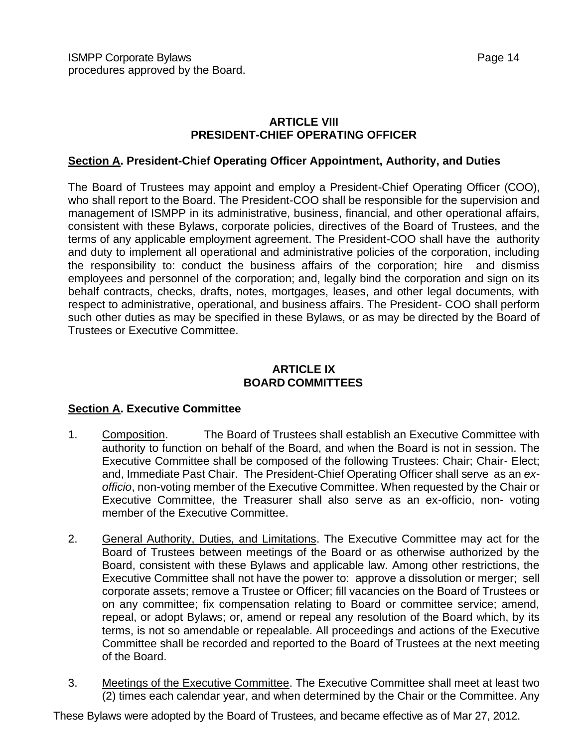procedures approved by the Board.

## ARTICLE VIII
## PRESIDENT-CHIEF OPERATING OFFICER

### <u>Section A</u>. President-Chief Operating Officer Appointment, Authority, and Duties

The Board of Trustees may appoint and employ a President-Chief Operating Officer (COO), who shall report to the Board. The President-COO shall be responsible for the supervision and management of ISMPP in its administrative, business, financial, and other operational affairs, consistent with these Bylaws, corporate policies, directives of the Board of Trustees, and the terms of any applicable employment agreement. The President-COO shall have the authority and duty to implement all operational and administrative policies of the corporation, including the responsibility to: conduct the business affairs of the corporation; hire and dismiss employees and personnel of the corporation; and, legally bind the corporation and sign on its behalf contracts, checks, drafts, notes, mortgages, leases, and other legal documents, with respect to administrative, operational, and business affairs. The President- COO shall perform such other duties as may be specified in these Bylaws, or as may be directed by the Board of Trustees or Executive Committee.

## ARTICLE IX
## BOARD COMMITTEES

### <u>Section A</u>. Executive Committee

1. <u>Composition</u>. The Board of Trustees shall establish an Executive Committee with authority to function on behalf of the Board, and when the Board is not in session. The Executive Committee shall be composed of the following Trustees: Chair; Chair- Elect; and, Immediate Past Chair. The President-Chief Operating Officer shall serve as an *ex-officio*, non-voting member of the Executive Committee. When requested by the Chair or Executive Committee, the Treasurer shall also serve as an ex-officio, non- voting member of the Executive Committee.

2. <u>General Authority, Duties, and Limitations</u>. The Executive Committee may act for the Board of Trustees between meetings of the Board or as otherwise authorized by the Board, consistent with these Bylaws and applicable law. Among other restrictions, the Executive Committee shall not have the power to: approve a dissolution or merger; sell corporate assets; remove a Trustee or Officer; fill vacancies on the Board of Trustees or on any committee; fix compensation relating to Board or committee service; amend, repeal, or adopt Bylaws; or, amend or repeal any resolution of the Board which, by its terms, is not so amendable or repealable. All proceedings and actions of the Executive Committee shall be recorded and reported to the Board of Trustees at the next meeting of the Board.

3. <u>Meetings of the Executive Committee</u>. The Executive Committee shall meet at least two (2) times each calendar year, and when determined by the Chair or the Committee. Any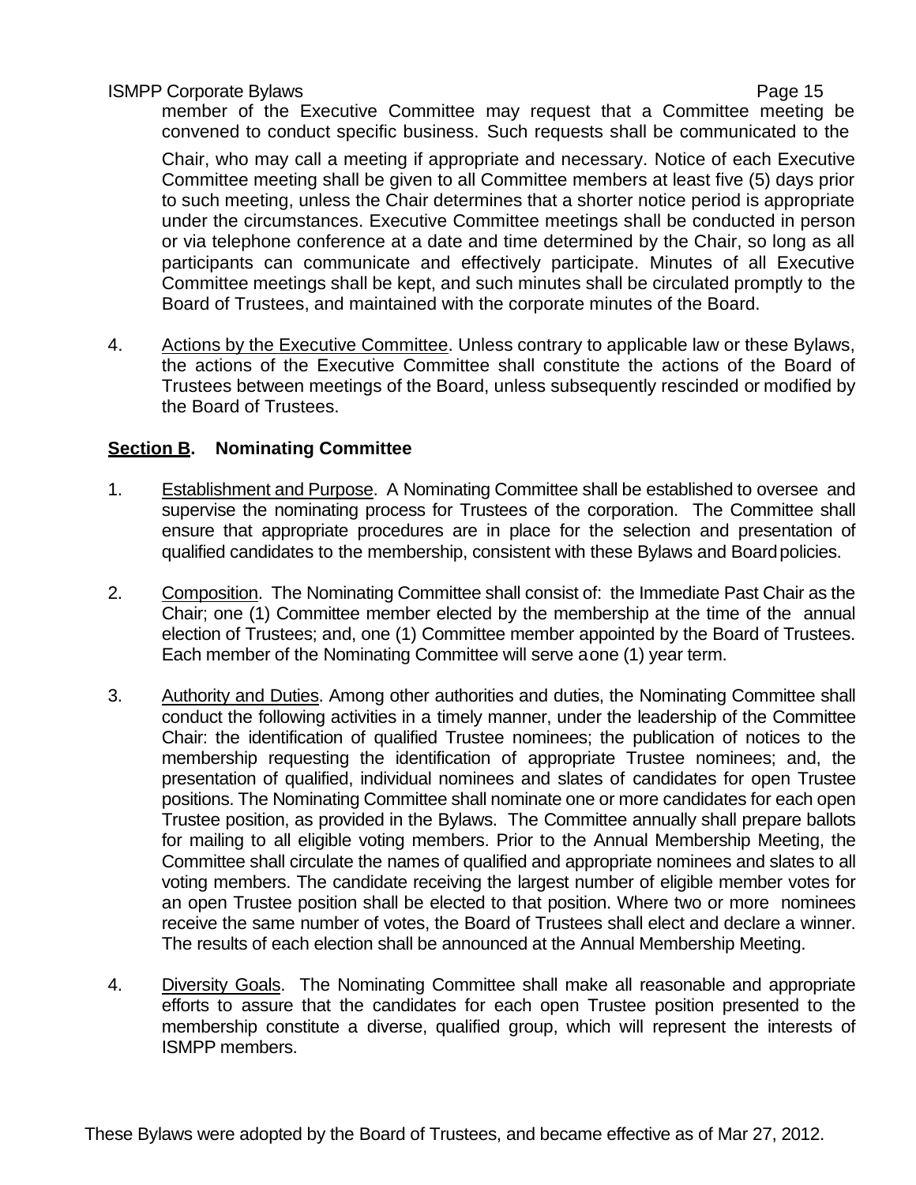member of the Executive Committee may request that a Committee meeting be convened to conduct specific business. Such requests shall be communicated to the Chair, who may call a meeting if appropriate and necessary. Notice of each Executive Committee meeting shall be given to all Committee members at least five (5) days prior to such meeting, unless the Chair determines that a shorter notice period is appropriate under the circumstances. Executive Committee meetings shall be conducted in person or via telephone conference at a date and time determined by the Chair, so long as all participants can communicate and effectively participate. Minutes of all Executive Committee meetings shall be kept, and such minutes shall be circulated promptly to the Board of Trustees, and maintained with the corporate minutes of the Board.

4. <u>Actions by the Executive Committee</u>. Unless contrary to applicable law or these Bylaws, the actions of the Executive Committee shall constitute the actions of the Board of Trustees between meetings of the Board, unless subsequently rescinded or modified by the Board of Trustees.

## <u>Section B</u>. Nominating Committee

1. <u>Establishment and Purpose</u>. A Nominating Committee shall be established to oversee and supervise the nominating process for Trustees of the corporation. The Committee shall ensure that appropriate procedures are in place for the selection and presentation of qualified candidates to the membership, consistent with these Bylaws and Board policies.

2. <u>Composition</u>. The Nominating Committee shall consist of: the Immediate Past Chair as the Chair; one (1) Committee member elected by the membership at the time of the annual election of Trustees; and, one (1) Committee member appointed by the Board of Trustees. Each member of the Nominating Committee will serve a one (1) year term.

3. <u>Authority and Duties</u>. Among other authorities and duties, the Nominating Committee shall conduct the following activities in a timely manner, under the leadership of the Committee Chair: the identification of qualified Trustee nominees; the publication of notices to the membership requesting the identification of appropriate Trustee nominees; and, the presentation of qualified, individual nominees and slates of candidates for open Trustee positions. The Nominating Committee shall nominate one or more candidates for each open Trustee position, as provided in the Bylaws. The Committee annually shall prepare ballots for mailing to all eligible voting members. Prior to the Annual Membership Meeting, the Committee shall circulate the names of qualified and appropriate nominees and slates to all voting members. The candidate receiving the largest number of eligible member votes for an open Trustee position shall be elected to that position. Where two or more nominees receive the same number of votes, the Board of Trustees shall elect and declare a winner. The results of each election shall be announced at the Annual Membership Meeting.

4. <u>Diversity Goals</u>. The Nominating Committee shall make all reasonable and appropriate efforts to assure that the candidates for each open Trustee position presented to the membership constitute a diverse, qualified group, which will represent the interests of ISMPP members.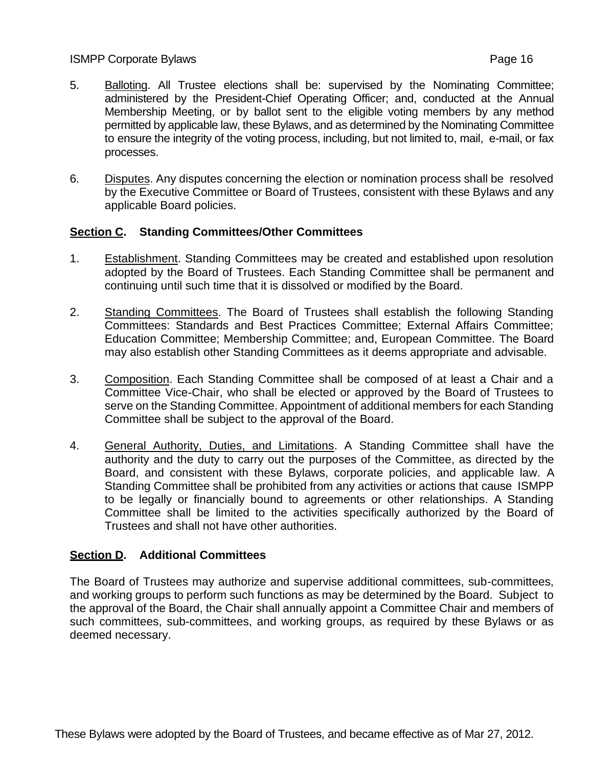5. Balloting. All Trustee elections shall be: supervised by the Nominating Committee; administered by the President-Chief Operating Officer; and, conducted at the Annual Membership Meeting, or by ballot sent to the eligible voting members by any method permitted by applicable law, these Bylaws, and as determined by the Nominating Committee to ensure the integrity of the voting process, including, but not limited to, mail, e-mail, or fax processes.

6. Disputes. Any disputes concerning the election or nomination process shall be resolved by the Executive Committee or Board of Trustees, consistent with these Bylaws and any applicable Board policies.

## Section C. Standing Committees/Other Committees

1. Establishment. Standing Committees may be created and established upon resolution adopted by the Board of Trustees. Each Standing Committee shall be permanent and continuing until such time that it is dissolved or modified by the Board.

2. Standing Committees. The Board of Trustees shall establish the following Standing Committees: Standards and Best Practices Committee; External Affairs Committee; Education Committee; Membership Committee; and, European Committee. The Board may also establish other Standing Committees as it deems appropriate and advisable.

3. Composition. Each Standing Committee shall be composed of at least a Chair and a Committee Vice-Chair, who shall be elected or approved by the Board of Trustees to serve on the Standing Committee. Appointment of additional members for each Standing Committee shall be subject to the approval of the Board.

4. General Authority, Duties, and Limitations. A Standing Committee shall have the authority and the duty to carry out the purposes of the Committee, as directed by the Board, and consistent with these Bylaws, corporate policies, and applicable law. A Standing Committee shall be prohibited from any activities or actions that cause ISMPP to be legally or financially bound to agreements or other relationships. A Standing Committee shall be limited to the activities specifically authorized by the Board of Trustees and shall not have other authorities.

## Section D. Additional Committees

The Board of Trustees may authorize and supervise additional committees, sub-committees, and working groups to perform such functions as may be determined by the Board. Subject to the approval of the Board, the Chair shall annually appoint a Committee Chair and members of such committees, sub-committees, and working groups, as required by these Bylaws or as deemed necessary.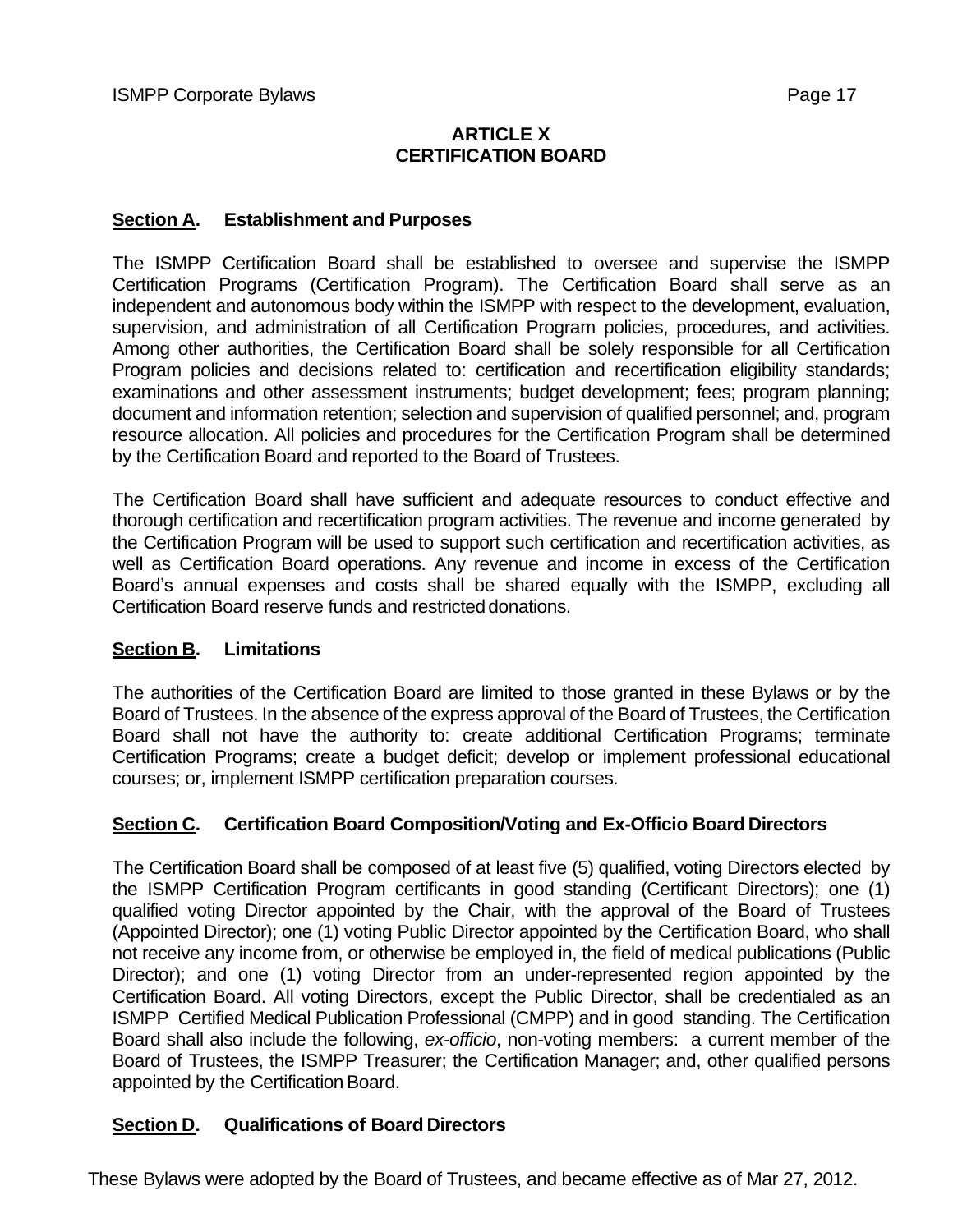## ARTICLE X
## CERTIFICATION BOARD

### **Section A. Establishment and Purposes**

The ISMPP Certification Board shall be established to oversee and supervise the ISMPP Certification Programs (Certification Program). The Certification Board shall serve as an independent and autonomous body within the ISMPP with respect to the development, evaluation, supervision, and administration of all Certification Program policies, procedures, and activities. Among other authorities, the Certification Board shall be solely responsible for all Certification Program policies and decisions related to: certification and recertification eligibility standards; examinations and other assessment instruments; budget development; fees; program planning; document and information retention; selection and supervision of qualified personnel; and, program resource allocation. All policies and procedures for the Certification Program shall be determined by the Certification Board and reported to the Board of Trustees.

The Certification Board shall have sufficient and adequate resources to conduct effective and thorough certification and recertification program activities. The revenue and income generated by the Certification Program will be used to support such certification and recertification activities, as well as Certification Board operations. Any revenue and income in excess of the Certification Board's annual expenses and costs shall be shared equally with the ISMPP, excluding all Certification Board reserve funds and restricted donations.

### **Section B. Limitations**

The authorities of the Certification Board are limited to those granted in these Bylaws or by the Board of Trustees. In the absence of the express approval of the Board of Trustees, the Certification Board shall not have the authority to: create additional Certification Programs; terminate Certification Programs; create a budget deficit; develop or implement professional educational courses; or, implement ISMPP certification preparation courses.

### **Section C. Certification Board Composition/Voting and Ex-Officio Board Directors**

The Certification Board shall be composed of at least five (5) qualified, voting Directors elected by the ISMPP Certification Program certificants in good standing (Certificant Directors); one (1) qualified voting Director appointed by the Chair, with the approval of the Board of Trustees (Appointed Director); one (1) voting Public Director appointed by the Certification Board, who shall not receive any income from, or otherwise be employed in, the field of medical publications (Public Director); and one (1) voting Director from an under-represented region appointed by the Certification Board. All voting Directors, except the Public Director, shall be credentialed as an ISMPP Certified Medical Publication Professional (CMPP) and in good standing. The Certification Board shall also include the following, *ex-officio*, non-voting members: a current member of the Board of Trustees, the ISMPP Treasurer; the Certification Manager; and, other qualified persons appointed by the Certification Board.

### **Section D. Qualifications of Board Directors**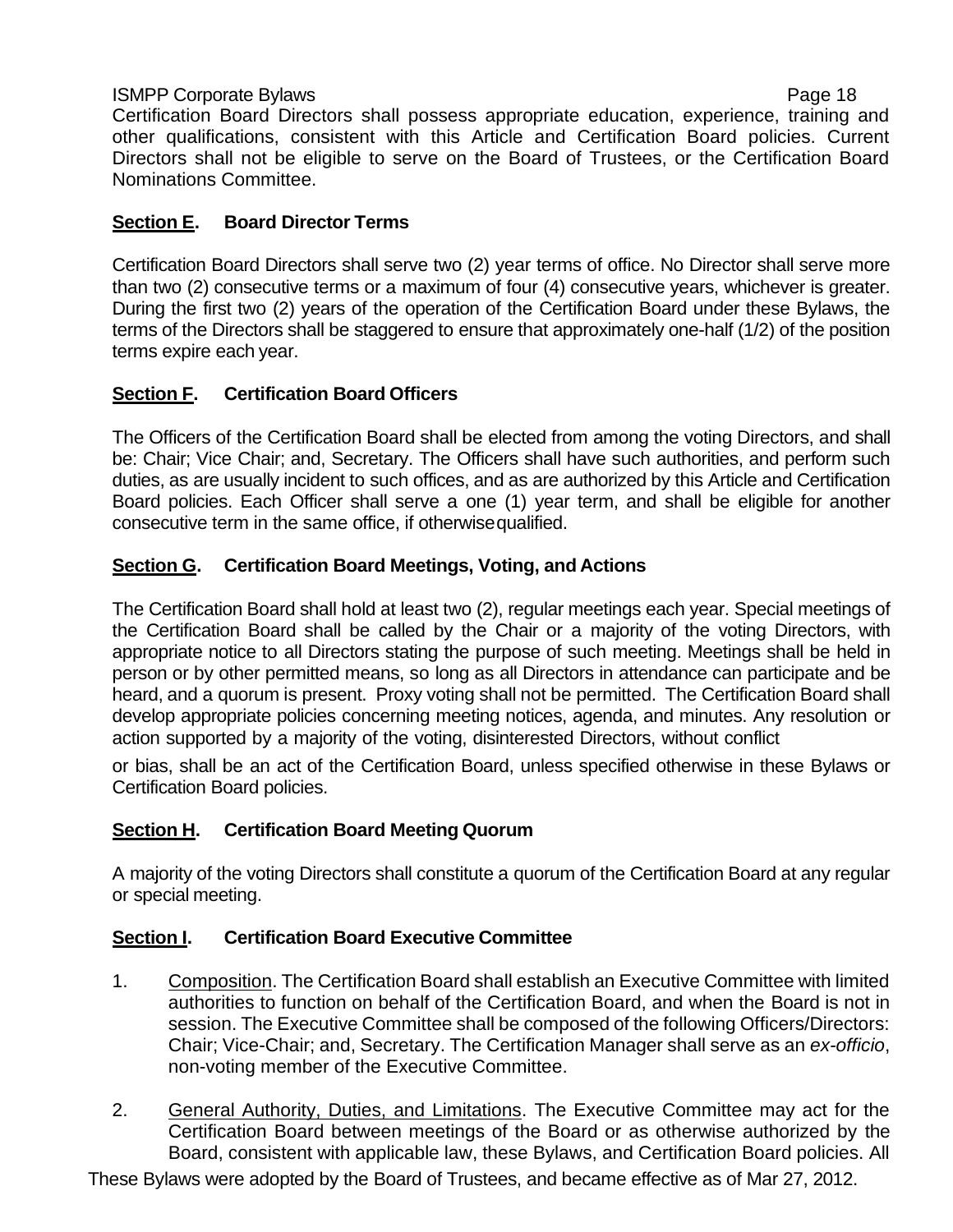Certification Board Directors shall possess appropriate education, experience, training and other qualifications, consistent with this Article and Certification Board policies. Current Directors shall not be eligible to serve on the Board of Trustees, or the Certification Board Nominations Committee.

### **Section E. Board Director Terms**

Certification Board Directors shall serve two (2) year terms of office. No Director shall serve more than two (2) consecutive terms or a maximum of four (4) consecutive years, whichever is greater. During the first two (2) years of the operation of the Certification Board under these Bylaws, the terms of the Directors shall be staggered to ensure that approximately one-half (1/2) of the position terms expire each year.

### **Section F. Certification Board Officers**

The Officers of the Certification Board shall be elected from among the voting Directors, and shall be: Chair; Vice Chair; and, Secretary. The Officers shall have such authorities, and perform such duties, as are usually incident to such offices, and as are authorized by this Article and Certification Board policies. Each Officer shall serve a one (1) year term, and shall be eligible for another consecutive term in the same office, if otherwise qualified.

### **Section G. Certification Board Meetings, Voting, and Actions**

The Certification Board shall hold at least two (2), regular meetings each year. Special meetings of the Certification Board shall be called by the Chair or a majority of the voting Directors, with appropriate notice to all Directors stating the purpose of such meeting. Meetings shall be held in person or by other permitted means, so long as all Directors in attendance can participate and be heard, and a quorum is present. Proxy voting shall not be permitted. The Certification Board shall develop appropriate policies concerning meeting notices, agenda, and minutes. Any resolution or action supported by a majority of the voting, disinterested Directors, without conflict or bias, shall be an act of the Certification Board, unless specified otherwise in these Bylaws or Certification Board policies.

### **Section H. Certification Board Meeting Quorum**

A majority of the voting Directors shall constitute a quorum of the Certification Board at any regular or special meeting.

### **Section I. Certification Board Executive Committee**

1. Composition. The Certification Board shall establish an Executive Committee with limited authorities to function on behalf of the Certification Board, and when the Board is not in session. The Executive Committee shall be composed of the following Officers/Directors: Chair; Vice-Chair; and, Secretary. The Certification Manager shall serve as an *ex-officio*, non-voting member of the Executive Committee.

2. General Authority, Duties, and Limitations. The Executive Committee may act for the Certification Board between meetings of the Board or as otherwise authorized by the Board, consistent with applicable law, these Bylaws, and Certification Board policies. All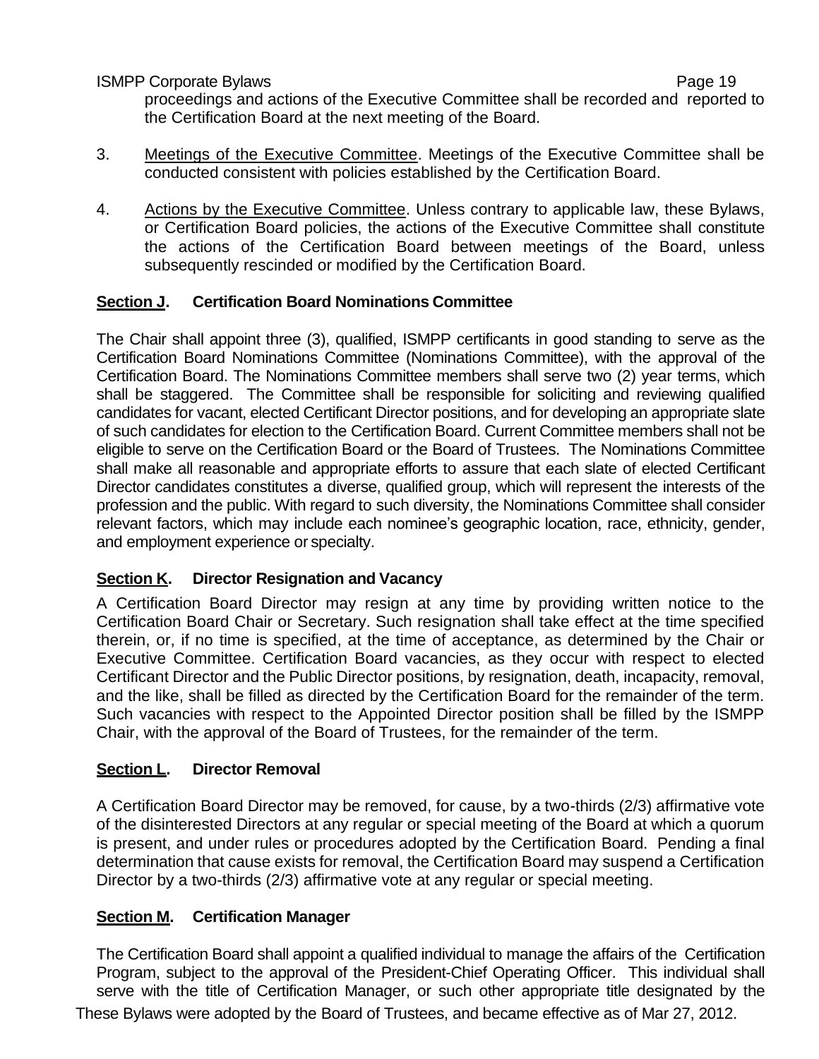proceedings and actions of the Executive Committee shall be recorded and reported to the Certification Board at the next meeting of the Board.

3. Meetings of the Executive Committee. Meetings of the Executive Committee shall be conducted consistent with policies established by the Certification Board.

4. Actions by the Executive Committee. Unless contrary to applicable law, these Bylaws, or Certification Board policies, the actions of the Executive Committee shall constitute the actions of the Certification Board between meetings of the Board, unless subsequently rescinded or modified by the Certification Board.

### Section J. Certification Board Nominations Committee

The Chair shall appoint three (3), qualified, ISMPP certificants in good standing to serve as the Certification Board Nominations Committee (Nominations Committee), with the approval of the Certification Board. The Nominations Committee members shall serve two (2) year terms, which shall be staggered. The Committee shall be responsible for soliciting and reviewing qualified candidates for vacant, elected Certificant Director positions, and for developing an appropriate slate of such candidates for election to the Certification Board. Current Committee members shall not be eligible to serve on the Certification Board or the Board of Trustees. The Nominations Committee shall make all reasonable and appropriate efforts to assure that each slate of elected Certificant Director candidates constitutes a diverse, qualified group, which will represent the interests of the profession and the public. With regard to such diversity, the Nominations Committee shall consider relevant factors, which may include each nominee's geographic location, race, ethnicity, gender, and employment experience or specialty.

### Section K. Director Resignation and Vacancy

A Certification Board Director may resign at any time by providing written notice to the Certification Board Chair or Secretary. Such resignation shall take effect at the time specified therein, or, if no time is specified, at the time of acceptance, as determined by the Chair or Executive Committee. Certification Board vacancies, as they occur with respect to elected Certificant Director and the Public Director positions, by resignation, death, incapacity, removal, and the like, shall be filled as directed by the Certification Board for the remainder of the term. Such vacancies with respect to the Appointed Director position shall be filled by the ISMPP Chair, with the approval of the Board of Trustees, for the remainder of the term.

### Section L. Director Removal

A Certification Board Director may be removed, for cause, by a two-thirds (2/3) affirmative vote of the disinterested Directors at any regular or special meeting of the Board at which a quorum is present, and under rules or procedures adopted by the Certification Board. Pending a final determination that cause exists for removal, the Certification Board may suspend a Certification Director by a two-thirds (2/3) affirmative vote at any regular or special meeting.

### Section M. Certification Manager

The Certification Board shall appoint a qualified individual to manage the affairs of the Certification Program, subject to the approval of the President-Chief Operating Officer. This individual shall serve with the title of Certification Manager, or such other appropriate title designated by the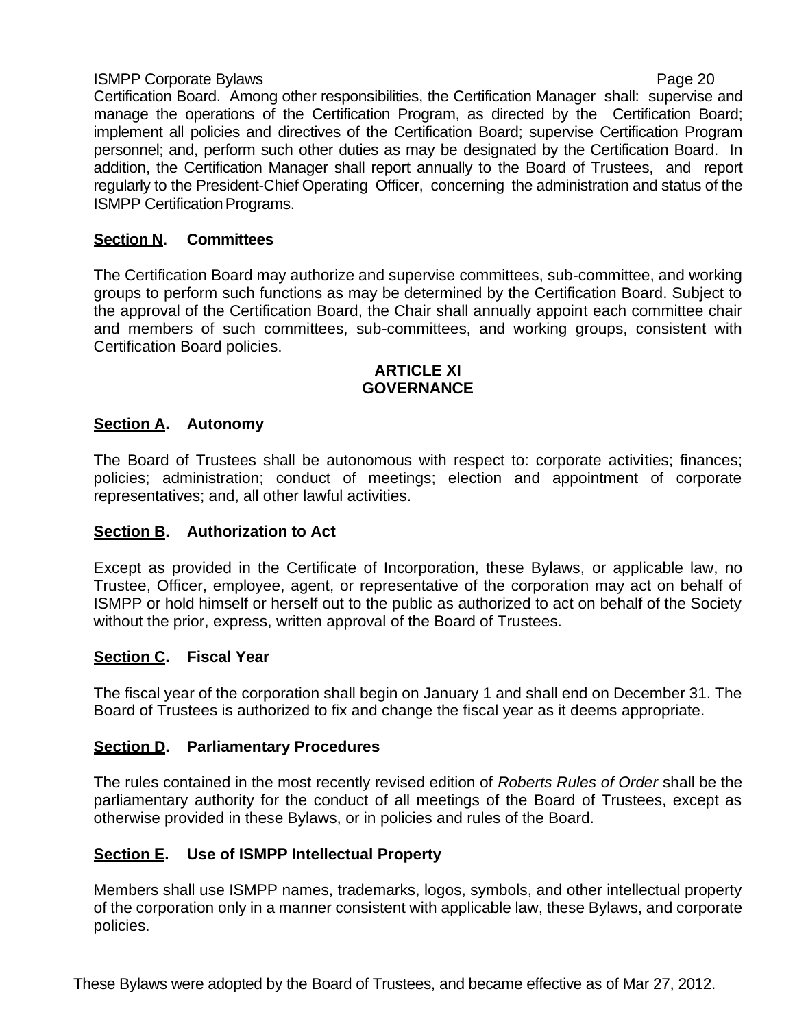Certification Board. Among other responsibilities, the Certification Manager shall: supervise and manage the operations of the Certification Program, as directed by the Certification Board; implement all policies and directives of the Certification Board; supervise Certification Program personnel; and, perform such other duties as may be designated by the Certification Board. In addition, the Certification Manager shall report annually to the Board of Trustees, and report regularly to the President-Chief Operating Officer, concerning the administration and status of the ISMPP Certification Programs.

**Section N. Committees**

The Certification Board may authorize and supervise committees, sub-committee, and working groups to perform such functions as may be determined by the Certification Board. Subject to the approval of the Certification Board, the Chair shall annually appoint each committee chair and members of such committees, sub-committees, and working groups, consistent with Certification Board policies.

## ARTICLE XI
## GOVERNANCE

**Section A. Autonomy**

The Board of Trustees shall be autonomous with respect to: corporate activities; finances; policies; administration; conduct of meetings; election and appointment of corporate representatives; and, all other lawful activities.

**Section B. Authorization to Act**

Except as provided in the Certificate of Incorporation, these Bylaws, or applicable law, no Trustee, Officer, employee, agent, or representative of the corporation may act on behalf of ISMPP or hold himself or herself out to the public as authorized to act on behalf of the Society without the prior, express, written approval of the Board of Trustees.

**Section C. Fiscal Year**

The fiscal year of the corporation shall begin on January 1 and shall end on December 31. The Board of Trustees is authorized to fix and change the fiscal year as it deems appropriate.

**Section D. Parliamentary Procedures**

The rules contained in the most recently revised edition of *Roberts Rules of Order* shall be the parliamentary authority for the conduct of all meetings of the Board of Trustees, except as otherwise provided in these Bylaws, or in policies and rules of the Board.

**Section E. Use of ISMPP Intellectual Property**

Members shall use ISMPP names, trademarks, logos, symbols, and other intellectual property of the corporation only in a manner consistent with applicable law, these Bylaws, and corporate policies.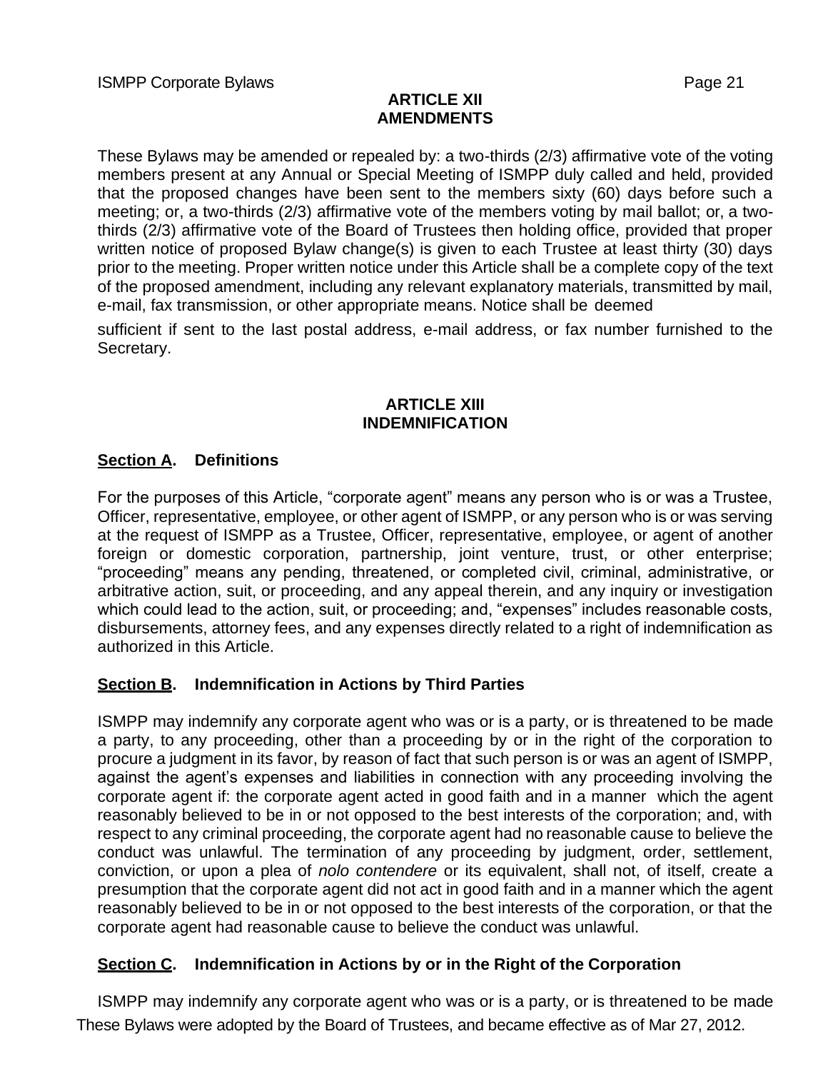## ARTICLE XII
## AMENDMENTS

These Bylaws may be amended or repealed by: a two-thirds (2/3) affirmative vote of the voting members present at any Annual or Special Meeting of ISMPP duly called and held, provided that the proposed changes have been sent to the members sixty (60) days before such a meeting; or, a two-thirds (2/3) affirmative vote of the members voting by mail ballot; or, a two-thirds (2/3) affirmative vote of the Board of Trustees then holding office, provided that proper written notice of proposed Bylaw change(s) is given to each Trustee at least thirty (30) days prior to the meeting. Proper written notice under this Article shall be a complete copy of the text of the proposed amendment, including any relevant explanatory materials, transmitted by mail, e-mail, fax transmission, or other appropriate means. Notice shall be deemed sufficient if sent to the last postal address, e-mail address, or fax number furnished to the Secretary.

## ARTICLE XIII
## INDEMNIFICATION

### Section A. Definitions

For the purposes of this Article, "corporate agent" means any person who is or was a Trustee, Officer, representative, employee, or other agent of ISMPP, or any person who is or was serving at the request of ISMPP as a Trustee, Officer, representative, employee, or agent of another foreign or domestic corporation, partnership, joint venture, trust, or other enterprise; "proceeding" means any pending, threatened, or completed civil, criminal, administrative, or arbitrative action, suit, or proceeding, and any appeal therein, and any inquiry or investigation which could lead to the action, suit, or proceeding; and, "expenses" includes reasonable costs, disbursements, attorney fees, and any expenses directly related to a right of indemnification as authorized in this Article.

### Section B. Indemnification in Actions by Third Parties

ISMPP may indemnify any corporate agent who was or is a party, or is threatened to be made a party, to any proceeding, other than a proceeding by or in the right of the corporation to procure a judgment in its favor, by reason of fact that such person is or was an agent of ISMPP, against the agent's expenses and liabilities in connection with any proceeding involving the corporate agent if: the corporate agent acted in good faith and in a manner which the agent reasonably believed to be in or not opposed to the best interests of the corporation; and, with respect to any criminal proceeding, the corporate agent had no reasonable cause to believe the conduct was unlawful. The termination of any proceeding by judgment, order, settlement, conviction, or upon a plea of *nolo contendere* or its equivalent, shall not, of itself, create a presumption that the corporate agent did not act in good faith and in a manner which the agent reasonably believed to be in or not opposed to the best interests of the corporation, or that the corporate agent had reasonable cause to believe the conduct was unlawful.

### Section C. Indemnification in Actions by or in the Right of the Corporation

ISMPP may indemnify any corporate agent who was or is a party, or is threatened to be made

These Bylaws were adopted by the Board of Trustees, and became effective as of Mar 27, 2012.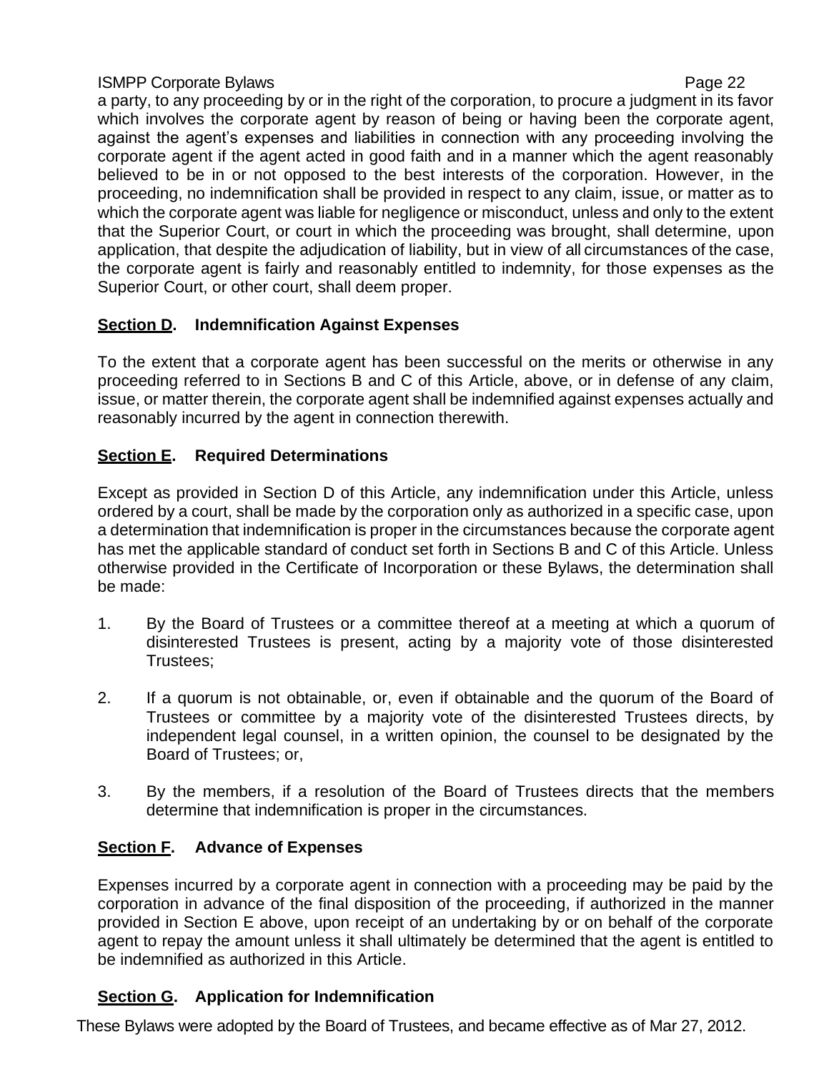a party, to any proceeding by or in the right of the corporation, to procure a judgment in its favor which involves the corporate agent by reason of being or having been the corporate agent, against the agent's expenses and liabilities in connection with any proceeding involving the corporate agent if the agent acted in good faith and in a manner which the agent reasonably believed to be in or not opposed to the best interests of the corporation. However, in the proceeding, no indemnification shall be provided in respect to any claim, issue, or matter as to which the corporate agent was liable for negligence or misconduct, unless and only to the extent that the Superior Court, or court in which the proceeding was brought, shall determine, upon application, that despite the adjudication of liability, but in view of all circumstances of the case, the corporate agent is fairly and reasonably entitled to indemnity, for those expenses as the Superior Court, or other court, shall deem proper.

### **Section D. Indemnification Against Expenses**

To the extent that a corporate agent has been successful on the merits or otherwise in any proceeding referred to in Sections B and C of this Article, above, or in defense of any claim, issue, or matter therein, the corporate agent shall be indemnified against expenses actually and reasonably incurred by the agent in connection therewith.

### **Section E. Required Determinations**

Except as provided in Section D of this Article, any indemnification under this Article, unless ordered by a court, shall be made by the corporation only as authorized in a specific case, upon a determination that indemnification is proper in the circumstances because the corporate agent has met the applicable standard of conduct set forth in Sections B and C of this Article. Unless otherwise provided in the Certificate of Incorporation or these Bylaws, the determination shall be made:

1. By the Board of Trustees or a committee thereof at a meeting at which a quorum of disinterested Trustees is present, acting by a majority vote of those disinterested Trustees;

2. If a quorum is not obtainable, or, even if obtainable and the quorum of the Board of Trustees or committee by a majority vote of the disinterested Trustees directs, by independent legal counsel, in a written opinion, the counsel to be designated by the Board of Trustees; or,

3. By the members, if a resolution of the Board of Trustees directs that the members determine that indemnification is proper in the circumstances.

### **Section F. Advance of Expenses**

Expenses incurred by a corporate agent in connection with a proceeding may be paid by the corporation in advance of the final disposition of the proceeding, if authorized in the manner provided in Section E above, upon receipt of an undertaking by or on behalf of the corporate agent to repay the amount unless it shall ultimately be determined that the agent is entitled to be indemnified as authorized in this Article.

### **Section G. Application for Indemnification**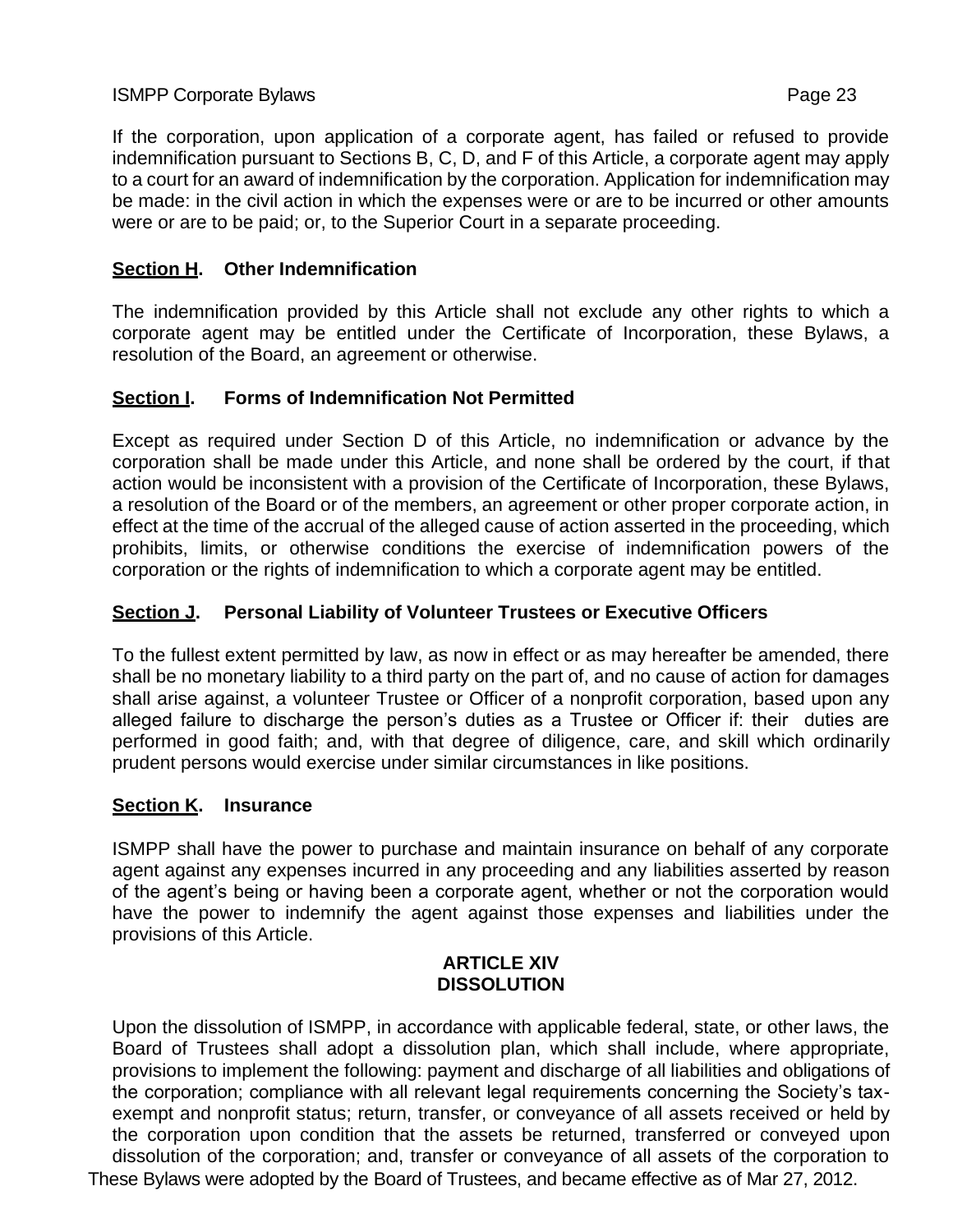If the corporation, upon application of a corporate agent, has failed or refused to provide indemnification pursuant to Sections B, C, D, and F of this Article, a corporate agent may apply to a court for an award of indemnification by the corporation. Application for indemnification may be made: in the civil action in which the expenses were or are to be incurred or other amounts were or are to be paid; or, to the Superior Court in a separate proceeding.

### Section H. Other Indemnification

The indemnification provided by this Article shall not exclude any other rights to which a corporate agent may be entitled under the Certificate of Incorporation, these Bylaws, a resolution of the Board, an agreement or otherwise.

### Section I. Forms of Indemnification Not Permitted

Except as required under Section D of this Article, no indemnification or advance by the corporation shall be made under this Article, and none shall be ordered by the court, if that action would be inconsistent with a provision of the Certificate of Incorporation, these Bylaws, a resolution of the Board or of the members, an agreement or other proper corporate action, in effect at the time of the accrual of the alleged cause of action asserted in the proceeding, which prohibits, limits, or otherwise conditions the exercise of indemnification powers of the corporation or the rights of indemnification to which a corporate agent may be entitled.

### Section J. Personal Liability of Volunteer Trustees or Executive Officers

To the fullest extent permitted by law, as now in effect or as may hereafter be amended, there shall be no monetary liability to a third party on the part of, and no cause of action for damages shall arise against, a volunteer Trustee or Officer of a nonprofit corporation, based upon any alleged failure to discharge the person's duties as a Trustee or Officer if: their duties are performed in good faith; and, with that degree of diligence, care, and skill which ordinarily prudent persons would exercise under similar circumstances in like positions.

### Section K. Insurance

ISMPP shall have the power to purchase and maintain insurance on behalf of any corporate agent against any expenses incurred in any proceeding and any liabilities asserted by reason of the agent's being or having been a corporate agent, whether or not the corporation would have the power to indemnify the agent against those expenses and liabilities under the provisions of this Article.

## ARTICLE XIV
## DISSOLUTION

Upon the dissolution of ISMPP, in accordance with applicable federal, state, or other laws, the Board of Trustees shall adopt a dissolution plan, which shall include, where appropriate, provisions to implement the following: payment and discharge of all liabilities and obligations of the corporation; compliance with all relevant legal requirements concerning the Society's tax-exempt and nonprofit status; return, transfer, or conveyance of all assets received or held by the corporation upon condition that the assets be returned, transferred or conveyed upon dissolution of the corporation; and, transfer or conveyance of all assets of the corporation to

These Bylaws were adopted by the Board of Trustees, and became effective as of Mar 27, 2012.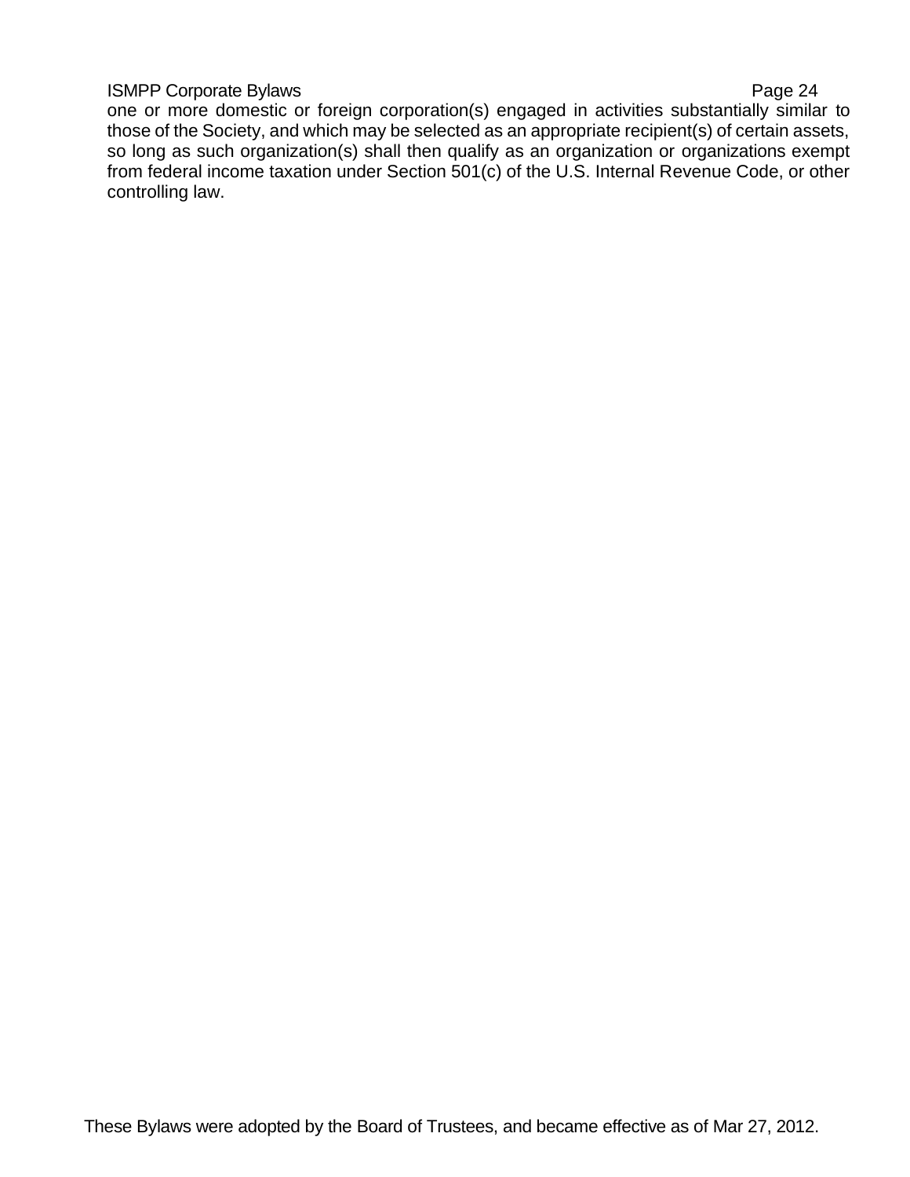one or more domestic or foreign corporation(s) engaged in activities substantially similar to those of the Society, and which may be selected as an appropriate recipient(s) of certain assets, so long as such organization(s) shall then qualify as an organization or organizations exempt from federal income taxation under Section 501(c) of the U.S. Internal Revenue Code, or other controlling law.